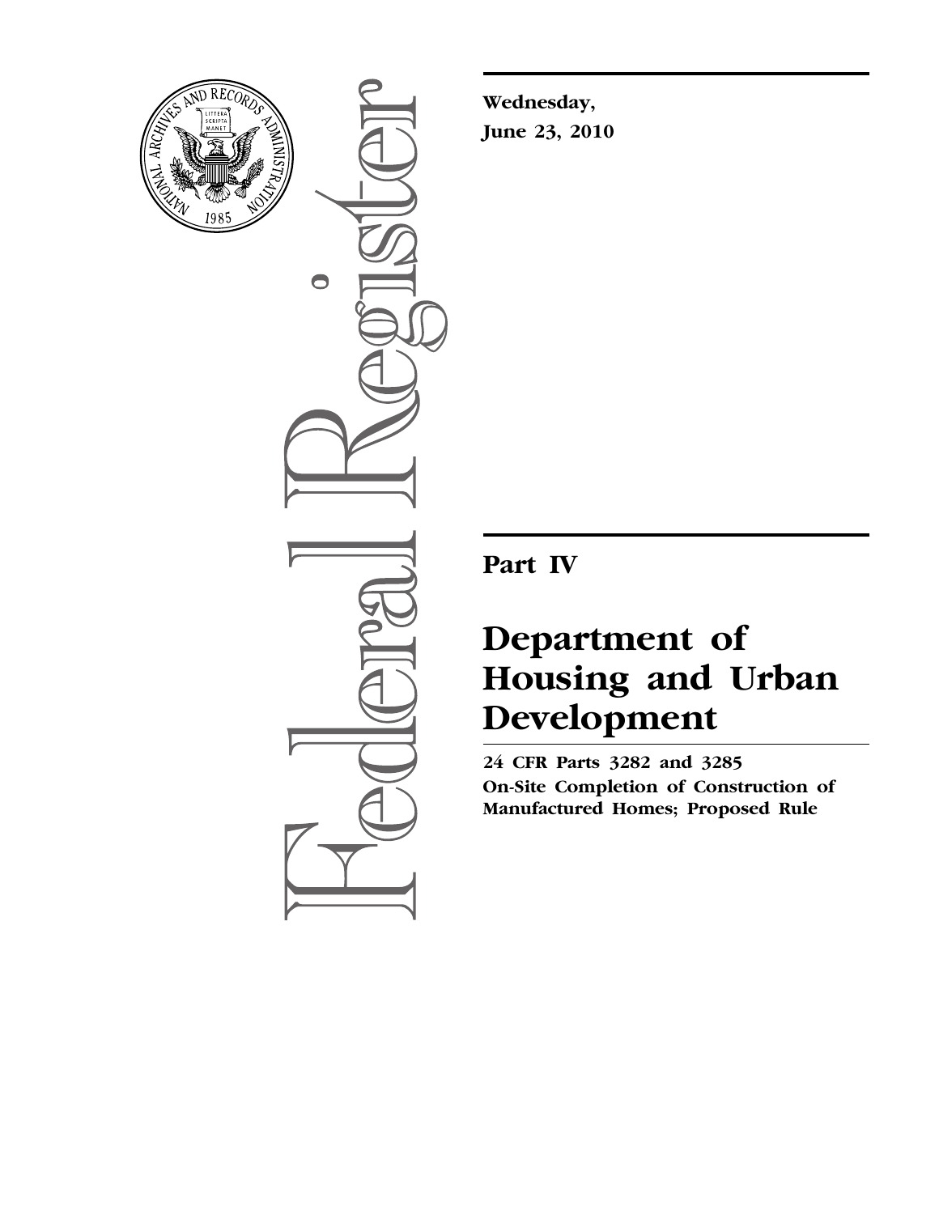Wednesday,

June 23, 2010

# Part IV

# Department of Housing and Urban Development

**24 CFR Parts 3282 and 3285**

**On-Site Completion of Construction of Manufactured Homes; Proposed Rule**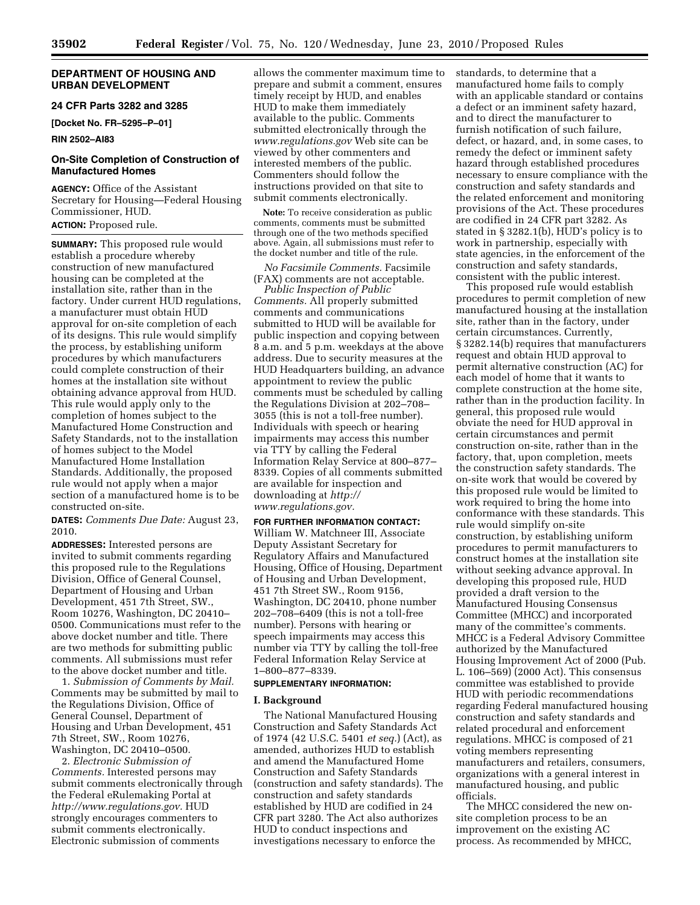## DEPARTMENT OF HOUSING AND URBAN DEVELOPMENT

### 24 CFR Parts 3282 and 3285

**[Docket No. FR–5295–P–01]**

**RIN 2502–AI83**

### On-Site Completion of Construction of Manufactured Homes

**AGENCY:** Office of the Assistant Secretary for Housing—Federal Housing Commissioner, HUD.

**ACTION:** Proposed rule.

**SUMMARY:** This proposed rule would establish a procedure whereby construction of new manufactured housing can be completed at the installation site, rather than in the factory. Under current HUD regulations, a manufacturer must obtain HUD approval for on-site completion of each of its designs. This rule would simplify the process, by establishing uniform procedures by which manufacturers could complete construction of their homes at the installation site without obtaining advance approval from HUD. This rule would apply only to the completion of homes subject to the Manufactured Home Construction and Safety Standards, not to the installation of homes subject to the Model Manufactured Home Installation Standards. Additionally, the proposed rule would not apply when a major section of a manufactured home is to be constructed on-site.

**DATES:** *Comments Due Date:* August 23, 2010.

**ADDRESSES:** Interested persons are invited to submit comments regarding this proposed rule to the Regulations Division, Office of General Counsel, Department of Housing and Urban Development, 451 7th Street, SW., Room 10276, Washington, DC 20410–0500. Communications must refer to the above docket number and title. There are two methods for submitting public comments. All submissions must refer to the above docket number and title.

1. *Submission of Comments by Mail.* Comments may be submitted by mail to the Regulations Division, Office of General Counsel, Department of Housing and Urban Development, 451 7th Street, SW., Room 10276, Washington, DC 20410–0500.

2. *Electronic Submission of Comments.* Interested persons may submit comments electronically through the Federal eRulemaking Portal at *http://www.regulations.gov.* HUD strongly encourages commenters to submit comments electronically. Electronic submission of comments allows the commenter maximum time to prepare and submit a comment, ensures timely receipt by HUD, and enables HUD to make them immediately available to the public. Comments submitted electronically through the *www.regulations.gov* Web site can be viewed by other commenters and interested members of the public. Commenters should follow the instructions provided on that site to submit comments electronically.

**Note:** To receive consideration as public comments, comments must be submitted through one of the two methods specified above. Again, all submissions must refer to the docket number and title of the rule.

*No Facsimile Comments.* Facsimile (FAX) comments are not acceptable.

*Public Inspection of Public Comments.* All properly submitted comments and communications submitted to HUD will be available for public inspection and copying between 8 a.m. and 5 p.m. weekdays at the above address. Due to security measures at the HUD Headquarters building, an advance appointment to review the public comments must be scheduled by calling the Regulations Division at 202–708–3055 (this is not a toll-free number). Individuals with speech or hearing impairments may access this number via TTY by calling the Federal Information Relay Service at 800–877–8339. Copies of all comments submitted are available for inspection and downloading at *http://www.regulations.gov.*

**FOR FURTHER INFORMATION CONTACT:** William W. Matchneer III, Associate Deputy Assistant Secretary for Regulatory Affairs and Manufactured Housing, Office of Housing, Department of Housing and Urban Development, 451 7th Street SW., Room 9156, Washington, DC 20410, phone number 202–708–6409 (this is not a toll-free number). Persons with hearing or speech impairments may access this number via TTY by calling the toll-free Federal Information Relay Service at 1–800–877–8339.

**SUPPLEMENTARY INFORMATION:**

### I. Background

The National Manufactured Housing Construction and Safety Standards Act of 1974 (42 U.S.C. 5401 *et seq.*) (Act), as amended, authorizes HUD to establish and amend the Manufactured Home Construction and Safety Standards (construction and safety standards). The construction and safety standards established by HUD are codified in 24 CFR part 3280. The Act also authorizes HUD to conduct inspections and investigations necessary to enforce the standards, to determine that a manufactured home fails to comply with an applicable standard or contains a defect or an imminent safety hazard, and to direct the manufacturer to furnish notification of such failure, defect, or hazard, and, in some cases, to remedy the defect or imminent safety hazard through established procedures necessary to ensure compliance with the construction and safety standards and the related enforcement and monitoring provisions of the Act. These procedures are codified in 24 CFR part 3282. As stated in § 3282.1(b), HUD's policy is to work in partnership, especially with state agencies, in the enforcement of the construction and safety standards, consistent with the public interest.

This proposed rule would establish procedures to permit completion of new manufactured housing at the installation site, rather than in the factory, under certain circumstances. Currently, § 3282.14(b) requires that manufacturers request and obtain HUD approval to permit alternative construction (AC) for each model of home that it wants to complete construction at the home site, rather than in the production facility. In general, this proposed rule would obviate the need for HUD approval in certain circumstances and permit construction on-site, rather than in the factory, that, upon completion, meets the construction safety standards. The on-site work that would be covered by this proposed rule would be limited to work required to bring the home into conformance with these standards. This rule would simplify on-site construction, by establishing uniform procedures to permit manufacturers to construct homes at the installation site without seeking advance approval. In developing this proposed rule, HUD provided a draft version to the Manufactured Housing Consensus Committee (MHCC) and incorporated many of the committee's comments. MHCC is a Federal Advisory Committee authorized by the Manufactured Housing Improvement Act of 2000 (Pub. L. 106–569) (2000 Act). This consensus committee was established to provide HUD with periodic recommendations regarding Federal manufactured housing construction and safety standards and related procedural and enforcement regulations. MHCC is composed of 21 voting members representing manufacturers and retailers, consumers, organizations with a general interest in manufactured housing, and public officials.

The MHCC considered the new on-site completion process to be an improvement on the existing AC process. As recommended by MHCC,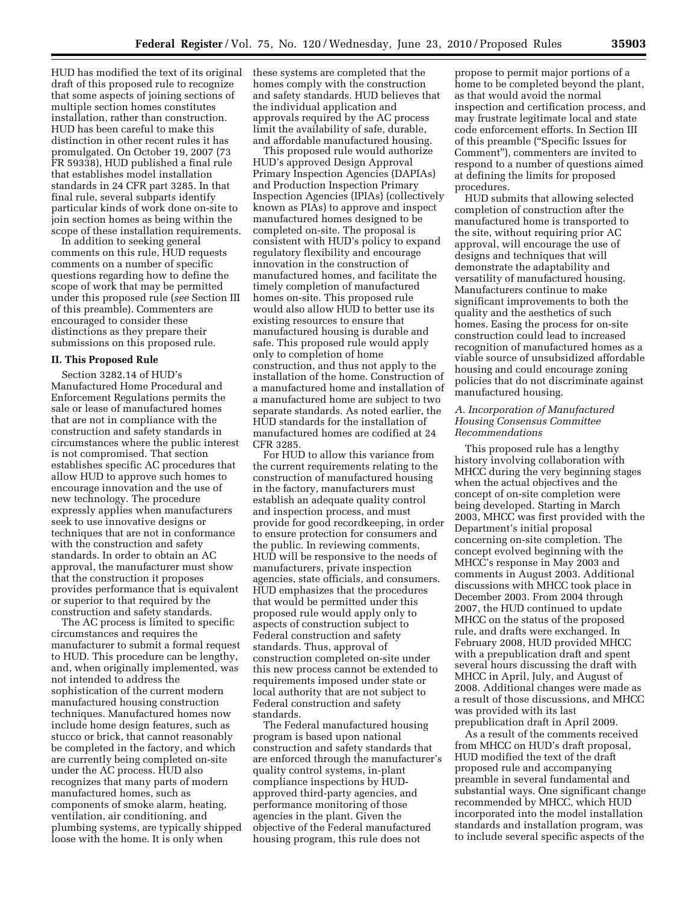HUD has modified the text of its original draft of this proposed rule to recognize that some aspects of joining sections of multiple section homes constitutes installation, rather than construction. HUD has been careful to make this distinction in other recent rules it has promulgated. On October 19, 2007 (73 FR 59338), HUD published a final rule that establishes model installation standards in 24 CFR part 3285. In that final rule, several subparts identify particular kinds of work done on-site to join section homes as being within the scope of these installation requirements.

In addition to seeking general comments on this rule, HUD requests comments on a number of specific questions regarding how to define the scope of work that may be permitted under this proposed rule (*see* Section III of this preamble). Commenters are encouraged to consider these distinctions as they prepare their submissions on this proposed rule.

## II. This Proposed Rule

Section 3282.14 of HUD's Manufactured Home Procedural and Enforcement Regulations permits the sale or lease of manufactured homes that are not in compliance with the construction and safety standards in circumstances where the public interest is not compromised. That section establishes specific AC procedures that allow HUD to approve such homes to encourage innovation and the use of new technology. The procedure expressly applies when manufacturers seek to use innovative designs or techniques that are not in conformance with the construction and safety standards. In order to obtain an AC approval, the manufacturer must show that the construction it proposes provides performance that is equivalent or superior to that required by the construction and safety standards.

The AC process is limited to specific circumstances and requires the manufacturer to submit a formal request to HUD. This procedure can be lengthy, and, when originally implemented, was not intended to address the sophistication of the current modern manufactured housing construction techniques. Manufactured homes now include home design features, such as stucco or brick, that cannot reasonably be completed in the factory, and which are currently being completed on-site under the AC process. HUD also recognizes that many parts of modern manufactured homes, such as components of smoke alarm, heating, ventilation, air conditioning, and plumbing systems, are typically shipped loose with the home. It is only when these systems are completed that the homes comply with the construction and safety standards. HUD believes that the individual application and approvals required by the AC process limit the availability of safe, durable, and affordable manufactured housing.

This proposed rule would authorize HUD's approved Design Approval Primary Inspection Agencies (DAPIAs) and Production Inspection Primary Inspection Agencies (IPIAs) (collectively known as PIAs) to approve and inspect manufactured homes designed to be completed on-site. The proposal is consistent with HUD's policy to expand regulatory flexibility and encourage innovation in the construction of manufactured homes, and facilitate the timely completion of manufactured homes on-site. This proposed rule would also allow HUD to better use its existing resources to ensure that manufactured housing is durable and safe. This proposed rule would apply only to completion of home construction, and thus not apply to the installation of the home. Construction of a manufactured home and installation of a manufactured home are subject to two separate standards. As noted earlier, the HUD standards for the installation of manufactured homes are codified at 24 CFR 3285.

For HUD to allow this variance from the current requirements relating to the construction of manufactured housing in the factory, manufacturers must establish an adequate quality control and inspection process, and must provide for good recordkeeping, in order to ensure protection for consumers and the public. In reviewing comments, HUD will be responsive to the needs of manufacturers, private inspection agencies, state officials, and consumers. HUD emphasizes that the procedures that would be permitted under this proposed rule would apply only to aspects of construction subject to Federal construction and safety standards. Thus, approval of construction completed on-site under this new process cannot be extended to requirements imposed under state or local authority that are not subject to Federal construction and safety standards.

The Federal manufactured housing program is based upon national construction and safety standards that are enforced through the manufacturer's quality control systems, in-plant compliance inspections by HUD-approved third-party agencies, and performance monitoring of those agencies in the plant. Given the objective of the Federal manufactured housing program, this rule does not propose to permit major portions of a home to be completed beyond the plant, as that would avoid the normal inspection and certification process, and may frustrate legitimate local and state code enforcement efforts. In Section III of this preamble ("Specific Issues for Comment"), commenters are invited to respond to a number of questions aimed at defining the limits for proposed procedures.

HUD submits that allowing selected completion of construction after the manufactured home is transported to the site, without requiring prior AC approval, will encourage the use of designs and techniques that will demonstrate the adaptability and versatility of manufactured housing. Manufacturers continue to make significant improvements to both the quality and the aesthetics of such homes. Easing the process for on-site construction could lead to increased recognition of manufactured homes as a viable source of unsubsidized affordable housing and could encourage zoning policies that do not discriminate against manufactured housing.

### *A. Incorporation of Manufactured Housing Consensus Committee Recommendations*

This proposed rule has a lengthy history involving collaboration with MHCC during the very beginning stages when the actual objectives and the concept of on-site completion were being developed. Starting in March 2003, MHCC was first provided with the Department's initial proposal concerning on-site completion. The concept evolved beginning with the MHCC's response in May 2003 and comments in August 2003. Additional discussions with MHCC took place in December 2003. From 2004 through 2007, the HUD continued to update MHCC on the status of the proposed rule, and drafts were exchanged. In February 2008, HUD provided MHCC with a prepublication draft and spent several hours discussing the draft with MHCC in April, July, and August of 2008. Additional changes were made as a result of those discussions, and MHCC was provided with its last prepublication draft in April 2009.

As a result of the comments received from MHCC on HUD's draft proposal, HUD modified the text of the draft proposed rule and accompanying preamble in several fundamental and substantial ways. One significant change recommended by MHCC, which HUD incorporated into the model installation standards and installation program, was to include several specific aspects of the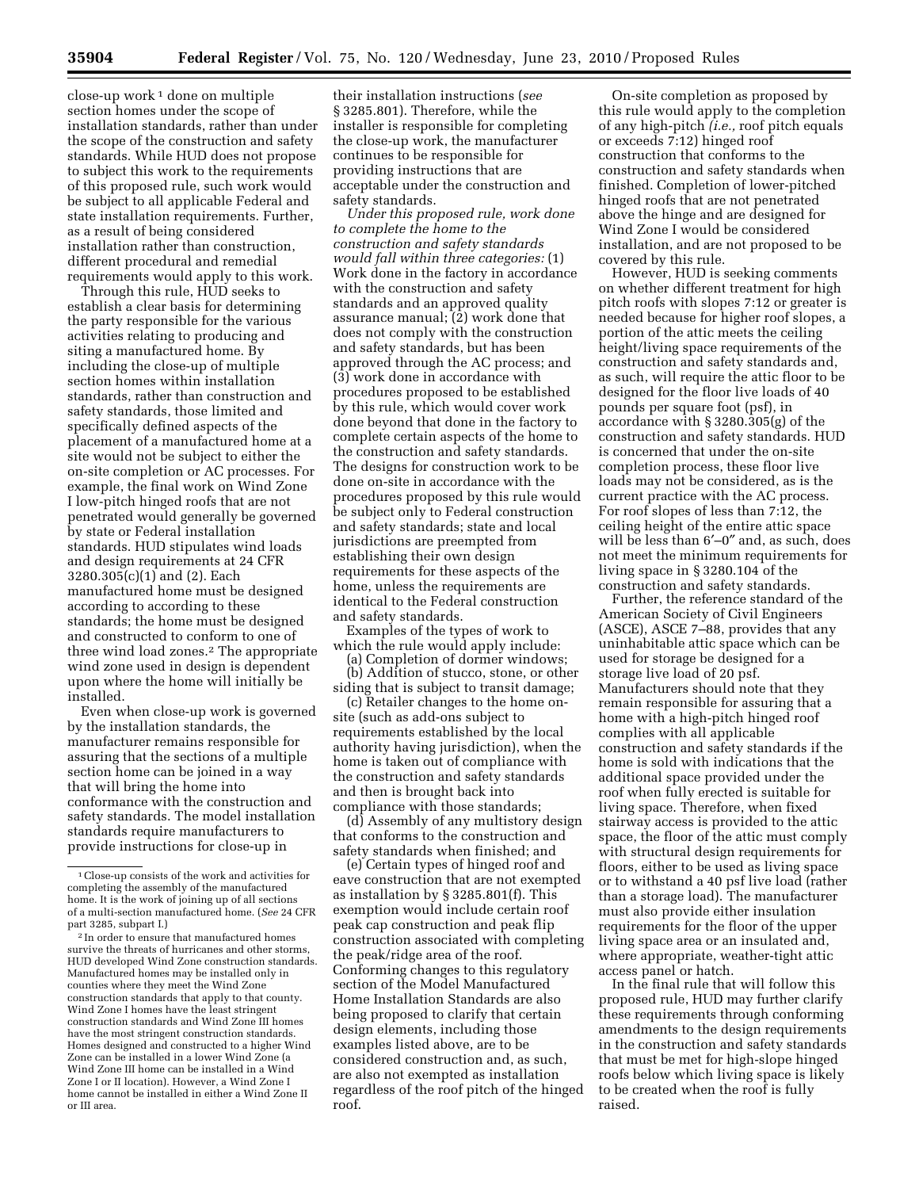close-up work [1] done on multiple section homes under the scope of installation standards, rather than under the scope of the construction and safety standards. While HUD does not propose to subject this work to the requirements of this proposed rule, such work would be subject to all applicable Federal and state installation requirements. Further, as a result of being considered installation rather than construction, different procedural and remedial requirements would apply to this work.

Through this rule, HUD seeks to establish a clear basis for determining the party responsible for the various activities relating to producing and siting a manufactured home. By including the close-up of multiple section homes within installation standards, rather than construction and safety standards, those limited and specifically defined aspects of the placement of a manufactured home at a site would not be subject to either the on-site completion or AC processes. For example, the final work on Wind Zone I low-pitch hinged roofs that are not penetrated would generally be governed by state or Federal installation standards. HUD stipulates wind loads and design requirements at 24 CFR 3280.305(c)(1) and (2). Each manufactured home must be designed according to according to these standards; the home must be designed and constructed to conform to one of three wind load zones.[2] The appropriate wind zone used in design is dependent upon where the home will initially be installed.

Even when close-up work is governed by the installation standards, the manufacturer remains responsible for assuring that the sections of a multiple section home can be joined in a way that will bring the home into conformance with the construction and safety standards. The model installation standards require manufacturers to provide instructions for close-up in their installation instructions (*see* § 3285.801). Therefore, while the installer is responsible for completing the close-up work, the manufacturer continues to be responsible for providing instructions that are acceptable under the construction and safety standards.

*Under this proposed rule, work done to complete the home to the construction and safety standards would fall within three categories:* (1) Work done in the factory in accordance with the construction and safety standards and an approved quality assurance manual; (2) work done that does not comply with the construction and safety standards, but has been approved through the AC process; and (3) work done in accordance with procedures proposed to be established by this rule, which would cover work done beyond that done in the factory to complete certain aspects of the home to the construction and safety standards. The designs for construction work to be done on-site in accordance with the procedures proposed by this rule would be subject only to Federal construction and safety standards; state and local jurisdictions are preempted from establishing their own design requirements for these aspects of the home, unless the requirements are identical to the Federal construction and safety standards.

Examples of the types of work to which the rule would apply include:

(a) Completion of dormer windows;

(b) Addition of stucco, stone, or other siding that is subject to transit damage;

(c) Retailer changes to the home on-site (such as add-ons subject to requirements established by the local authority having jurisdiction), when the home is taken out of compliance with the construction and safety standards and then is brought back into compliance with those standards;

(d) Assembly of any multistory design that conforms to the construction and safety standards when finished; and

(e) Certain types of hinged roof and eave construction that are not exempted as installation by § 3285.801(f). This exemption would include certain roof peak cap construction and peak flip construction associated with completing the peak/ridge area of the roof. Conforming changes to this regulatory section of the Model Manufactured Home Installation Standards are also being proposed to clarify that certain design elements, including those examples listed above, are to be considered construction and, as such, are also not exempted as installation regardless of the roof pitch of the hinged roof.

On-site completion as proposed by this rule would apply to the completion of any high-pitch *(i.e.,* roof pitch equals or exceeds 7:12) hinged roof construction that conforms to the construction and safety standards when finished. Completion of lower-pitched hinged roofs that are not penetrated above the hinge and are designed for Wind Zone I would be considered installation, and are not proposed to be covered by this rule.

However, HUD is seeking comments on whether different treatment for high pitch roofs with slopes 7:12 or greater is needed because for higher roof slopes, a portion of the attic meets the ceiling height/living space requirements of the construction and safety standards and, as such, will require the attic floor to be designed for the floor live loads of 40 pounds per square foot (psf), in accordance with § 3280.305(g) of the construction and safety standards. HUD is concerned that under the on-site completion process, these floor live loads may not be considered, as is the current practice with the AC process. For roof slopes of less than 7:12, the ceiling height of the entire attic space will be less than 6′–0″ and, as such, does not meet the minimum requirements for living space in § 3280.104 of the construction and safety standards.

Further, the reference standard of the American Society of Civil Engineers (ASCE), ASCE 7–88, provides that any uninhabitable attic space which can be used for storage be designed for a storage live load of 20 psf. Manufacturers should note that they remain responsible for assuring that a home with a high-pitch hinged roof complies with all applicable construction and safety standards if the home is sold with indications that the additional space provided under the roof when fully erected is suitable for living space. Therefore, when fixed stairway access is provided to the attic space, the floor of the attic must comply with structural design requirements for floors, either to be used as living space or to withstand a 40 psf live load (rather than a storage load). The manufacturer must also provide either insulation requirements for the floor of the upper living space area or an insulated and, where appropriate, weather-tight attic access panel or hatch.

In the final rule that will follow this proposed rule, HUD may further clarify these requirements through conforming amendments to the design requirements in the construction and safety standards that must be met for high-slope hinged roofs below which living space is likely to be created when the roof is fully raised.

---

[1] Close-up consists of the work and activities for completing the assembly of the manufactured home. It is the work of joining up of all sections of a multi-section manufactured home. (*See* 24 CFR part 3285, subpart I.)

[2] In order to ensure that manufactured homes survive the threats of hurricanes and other storms, HUD developed Wind Zone construction standards. Manufactured homes may be installed only in counties where they meet the Wind Zone construction standards that apply to that county. Wind Zone I homes have the least stringent construction standards and Wind Zone III homes have the most stringent construction standards. Homes designed and constructed to a higher Wind Zone can be installed in a lower Wind Zone (a Wind Zone III home can be installed in a Wind Zone I or II location). However, a Wind Zone I home cannot be installed in either a Wind Zone II or III area.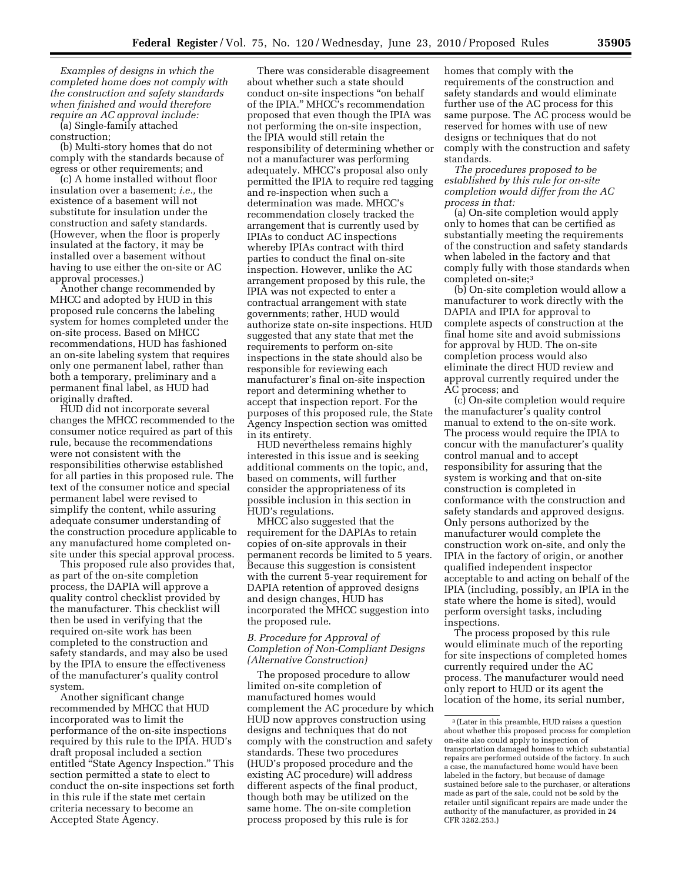*Examples of designs in which the completed home does not comply with the construction and safety standards when finished and would therefore require an AC approval include:*

(a) Single-family attached construction;

(b) Multi-story homes that do not comply with the standards because of egress or other requirements; and

(c) A home installed without floor insulation over a basement; *i.e.,* the existence of a basement will not substitute for insulation under the construction and safety standards. (However, when the floor is properly insulated at the factory, it may be installed over a basement without having to use either the on-site or AC approval processes.)

Another change recommended by MHCC and adopted by HUD in this proposed rule concerns the labeling system for homes completed under the on-site process. Based on MHCC recommendations, HUD has fashioned an on-site labeling system that requires only one permanent label, rather than both a temporary, preliminary and a permanent final label, as HUD had originally drafted.

HUD did not incorporate several changes the MHCC recommended to the consumer notice required as part of this rule, because the recommendations were not consistent with the responsibilities otherwise established for all parties in this proposed rule. The text of the consumer notice and special permanent label were revised to simplify the content, while assuring adequate consumer understanding of the construction procedure applicable to any manufactured home completed on-site under this special approval process.

This proposed rule also provides that, as part of the on-site completion process, the DAPIA will approve a quality control checklist provided by the manufacturer. This checklist will then be used in verifying that the required on-site work has been completed to the construction and safety standards, and may also be used by the IPIA to ensure the effectiveness of the manufacturer's quality control system.

Another significant change recommended by MHCC that HUD incorporated was to limit the performance of the on-site inspections required by this rule to the IPIA. HUD's draft proposal included a section entitled "State Agency Inspection." This section permitted a state to elect to conduct the on-site inspections set forth in this rule if the state met certain criteria necessary to become an Accepted State Agency.

There was considerable disagreement about whether such a state should conduct on-site inspections "on behalf of the IPIA." MHCC's recommendation proposed that even though the IPIA was not performing the on-site inspection, the IPIA would still retain the responsibility of determining whether or not a manufacturer was performing adequately. MHCC's proposal also only permitted the IPIA to require red tagging and re-inspection when such a determination was made. MHCC's recommendation closely tracked the arrangement that is currently used by IPIAs to conduct AC inspections whereby IPIAs contract with third parties to conduct the final on-site inspection. However, unlike the AC arrangement proposed by this rule, the IPIA was not expected to enter a contractual arrangement with state governments; rather, HUD would authorize state on-site inspections. HUD suggested that any state that met the requirements to perform on-site inspections in the state should also be responsible for reviewing each manufacturer's final on-site inspection report and determining whether to accept that inspection report. For the purposes of this proposed rule, the State Agency Inspection section was omitted in its entirety.

HUD nevertheless remains highly interested in this issue and is seeking additional comments on the topic, and, based on comments, will further consider the appropriateness of its possible inclusion in this section in HUD's regulations.

MHCC also suggested that the requirement for the DAPIAs to retain copies of on-site approvals in their permanent records be limited to 5 years. Because this suggestion is consistent with the current 5-year requirement for DAPIA retention of approved designs and design changes, HUD has incorporated the MHCC suggestion into the proposed rule.

### *B. Procedure for Approval of Completion of Non-Compliant Designs (Alternative Construction)*

The proposed procedure to allow limited on-site completion of manufactured homes would complement the AC procedure by which HUD now approves construction using designs and techniques that do not comply with the construction and safety standards. These two procedures (HUD's proposed procedure and the existing AC procedure) will address different aspects of the final product, though both may be utilized on the same home. The on-site completion process proposed by this rule is for homes that comply with the requirements of the construction and safety standards and would eliminate further use of the AC process for this same purpose. The AC process would be reserved for homes with use of new designs or techniques that do not comply with the construction and safety standards.

*The procedures proposed to be established by this rule for on-site completion would differ from the AC process in that:*

(a) On-site completion would apply only to homes that can be certified as substantially meeting the requirements of the construction and safety standards when labeled in the factory and that comply fully with those standards when completed on-site;[3]

(b) On-site completion would allow a manufacturer to work directly with the DAPIA and IPIA for approval to complete aspects of construction at the final home site and avoid submissions for approval by HUD. The on-site completion process would also eliminate the direct HUD review and approval currently required under the AC process; and

(c) On-site completion would require the manufacturer's quality control manual to extend to the on-site work. The process would require the IPIA to concur with the manufacturer's quality control manual and to accept responsibility for assuring that the system is working and that on-site construction is completed in conformance with the construction and safety standards and approved designs. Only persons authorized by the manufacturer would complete the construction work on-site, and only the IPIA in the factory of origin, or another qualified independent inspector acceptable to and acting on behalf of the IPIA (including, possibly, an IPIA in the state where the home is sited), would perform oversight tasks, including inspections.

The process proposed by this rule would eliminate much of the reporting for site inspections of completed homes currently required under the AC process. The manufacturer would need only report to HUD or its agent the location of the home, its serial number,

[3] (Later in this preamble, HUD raises a question about whether this proposed process for completion on-site also could apply to inspection of transportation damaged homes to which substantial repairs are performed outside of the factory. In such a case, the manufactured home would have been labeled in the factory, but because of damage sustained before sale to the purchaser, or alterations made as part of the sale, could not be sold by the retailer until significant repairs are made under the authority of the manufacturer, as provided in 24 CFR 3282.253.)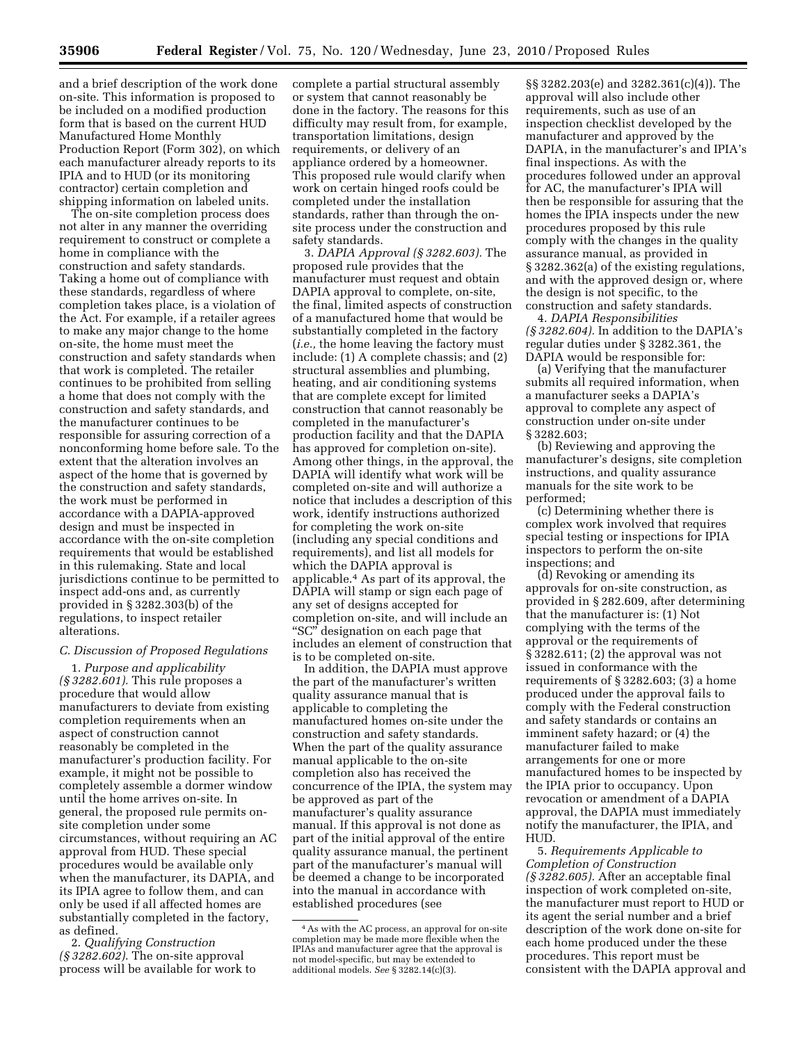and a brief description of the work done on-site. This information is proposed to be included on a modified production form that is based on the current HUD Manufactured Home Monthly Production Report (Form 302), on which each manufacturer already reports to its IPIA and to HUD (or its monitoring contractor) certain completion and shipping information on labeled units.

The on-site completion process does not alter in any manner the overriding requirement to construct or complete a home in compliance with the construction and safety standards. Taking a home out of compliance with these standards, regardless of where completion takes place, is a violation of the Act. For example, if a retailer agrees to make any major change to the home on-site, the home must meet the construction and safety standards when that work is completed. The retailer continues to be prohibited from selling a home that does not comply with the construction and safety standards, and the manufacturer continues to be responsible for assuring correction of a nonconforming home before sale. To the extent that the alteration involves an aspect of the home that is governed by the construction and safety standards, the work must be performed in accordance with a DAPIA-approved design and must be inspected in accordance with the on-site completion requirements that would be established in this rulemaking. State and local jurisdictions continue to be permitted to inspect add-ons and, as currently provided in § 3282.303(b) of the regulations, to inspect retailer alterations.

### C. Discussion of Proposed Regulations

1. *Purpose and applicability (§ 3282.601).* This rule proposes a procedure that would allow manufacturers to deviate from existing completion requirements when an aspect of construction cannot reasonably be completed in the manufacturer's production facility. For example, it might not be possible to completely assemble a dormer window until the home arrives on-site. In general, the proposed rule permits on-site completion under some circumstances, without requiring an AC approval from HUD. These special procedures would be available only when the manufacturer, its DAPIA, and its IPIA agree to follow them, and can only be used if all affected homes are substantially completed in the factory, as defined.

2. *Qualifying Construction (§ 3282.602).* The on-site approval process will be available for work to complete a partial structural assembly or system that cannot reasonably be done in the factory. The reasons for this difficulty may result from, for example, transportation limitations, design requirements, or delivery of an appliance ordered by a homeowner. This proposed rule would clarify when work on certain hinged roofs could be completed under the installation standards, rather than through the on-site process under the construction and safety standards.

3. *DAPIA Approval (§ 3282.603).* The proposed rule provides that the manufacturer must request and obtain DAPIA approval to complete, on-site, the final, limited aspects of construction of a manufactured home that would be substantially completed in the factory (*i.e.,* the home leaving the factory must include: (1) A complete chassis; and (2) structural assemblies and plumbing, heating, and air conditioning systems that are complete except for limited construction that cannot reasonably be completed in the manufacturer's production facility and that the DAPIA has approved for completion on-site). Among other things, in the approval, the DAPIA will identify what work will be completed on-site and will authorize a notice that includes a description of this work, identify instructions authorized for completing the work on-site (including any special conditions and requirements), and list all models for which the DAPIA approval is applicable.[4] As part of its approval, the DAPIA will stamp or sign each page of any set of designs accepted for completion on-site, and will include an "SC" designation on each page that includes an element of construction that is to be completed on-site.

In addition, the DAPIA must approve the part of the manufacturer's written quality assurance manual that is applicable to completing the manufactured homes on-site under the construction and safety standards. When the part of the quality assurance manual applicable to the on-site completion also has received the concurrence of the IPIA, the system may be approved as part of the manufacturer's quality assurance manual. If this approval is not done as part of the initial approval of the entire quality assurance manual, the pertinent part of the manufacturer's manual will be deemed a change to be incorporated into the manual in accordance with established procedures (see §§ 3282.203(e) and 3282.361(c)(4)). The approval will also include other requirements, such as use of an inspection checklist developed by the manufacturer and approved by the DAPIA, in the manufacturer's and IPIA's final inspections. As with the procedures followed under an approval for AC, the manufacturer's IPIA will then be responsible for assuring that the homes the IPIA inspects under the new procedures proposed by this rule comply with the changes in the quality assurance manual, as provided in § 3282.362(a) of the existing regulations, and with the approved design or, where the design is not specific, to the construction and safety standards.

4. *DAPIA Responsibilities (§ 3282.604).* In addition to the DAPIA's regular duties under § 3282.361, the DAPIA would be responsible for:

(a) Verifying that the manufacturer submits all required information, when a manufacturer seeks a DAPIA's approval to complete any aspect of construction under on-site under § 3282.603;

(b) Reviewing and approving the manufacturer's designs, site completion instructions, and quality assurance manuals for the site work to be performed;

(c) Determining whether there is complex work involved that requires special testing or inspections for IPIA inspectors to perform the on-site inspections; and

(d) Revoking or amending its approvals for on-site construction, as provided in § 282.609, after determining that the manufacturer is: (1) Not complying with the terms of the approval or the requirements of § 3282.611; (2) the approval was not issued in conformance with the requirements of § 3282.603; (3) a home produced under the approval fails to comply with the Federal construction and safety standards or contains an imminent safety hazard; or (4) the manufacturer failed to make arrangements for one or more manufactured homes to be inspected by the IPIA prior to occupancy. Upon revocation or amendment of a DAPIA approval, the DAPIA must immediately notify the manufacturer, the IPIA, and HUD.

5. *Requirements Applicable to Completion of Construction (§ 3282.605).* After an acceptable final inspection of work completed on-site, the manufacturer must report to HUD or its agent the serial number and a brief description of the work done on-site for each home produced under the these procedures. This report must be consistent with the DAPIA approval and

[4] As with the AC process, an approval for on-site completion may be made more flexible when the IPIAs and manufacturer agree that the approval is not model-specific, but may be extended to additional models. *See* § 3282.14(c)(3).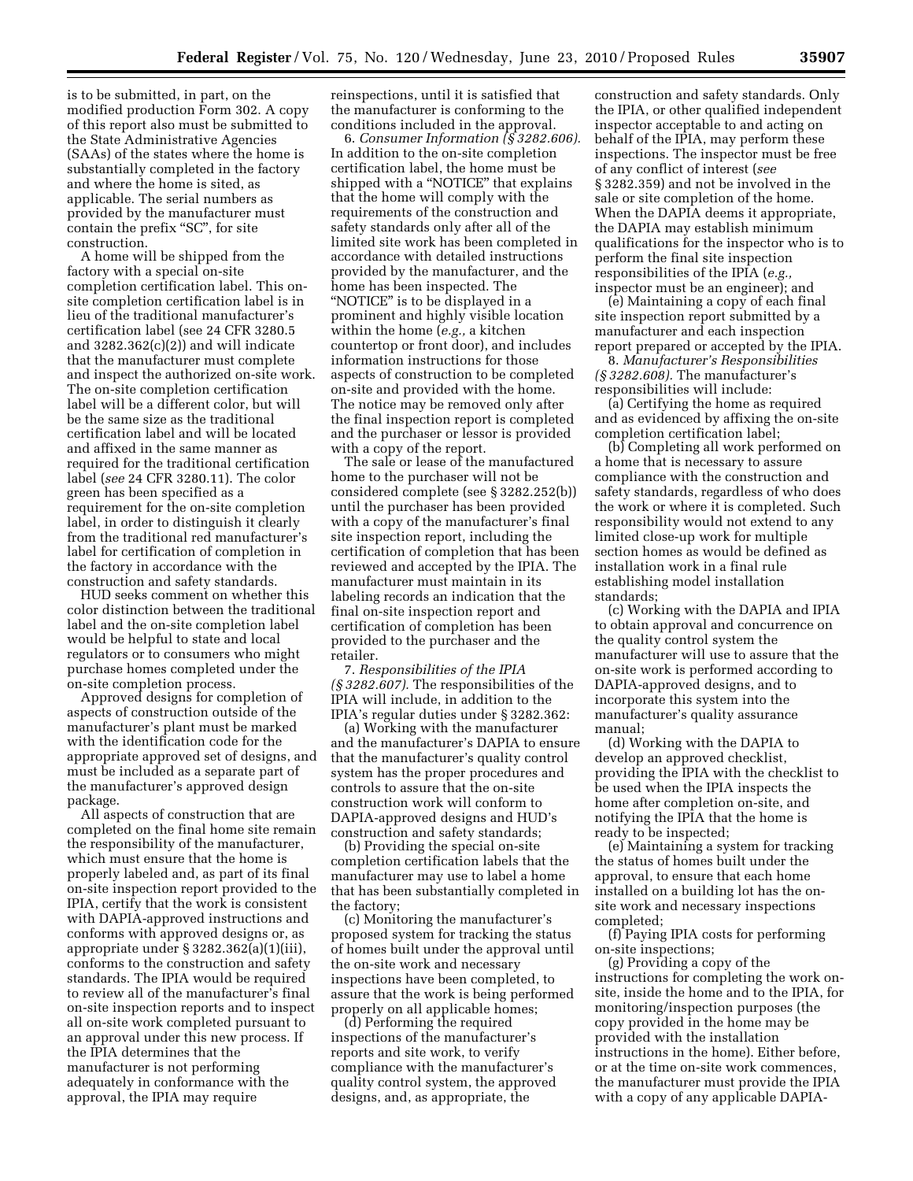is to be submitted, in part, on the modified production Form 302. A copy of this report also must be submitted to the State Administrative Agencies (SAAs) of the states where the home is substantially completed in the factory and where the home is sited, as applicable. The serial numbers as provided by the manufacturer must contain the prefix "SC", for site construction.

A home will be shipped from the factory with a special on-site completion certification label. This on-site completion certification label is in lieu of the traditional manufacturer's certification label (see 24 CFR 3280.5 and 3282.362(c)(2)) and will indicate that the manufacturer must complete and inspect the authorized on-site work. The on-site completion certification label will be a different color, but will be the same size as the traditional certification label and will be located and affixed in the same manner as required for the traditional certification label (*see* 24 CFR 3280.11). The color green has been specified as a requirement for the on-site completion label, in order to distinguish it clearly from the traditional red manufacturer's label for certification of completion in the factory in accordance with the construction and safety standards.

HUD seeks comment on whether this color distinction between the traditional label and the on-site completion label would be helpful to state and local regulators or to consumers who might purchase homes completed under the on-site completion process.

Approved designs for completion of aspects of construction outside of the manufacturer's plant must be marked with the identification code for the appropriate approved set of designs, and must be included as a separate part of the manufacturer's approved design package.

All aspects of construction that are completed on the final home site remain the responsibility of the manufacturer, which must ensure that the home is properly labeled and, as part of its final on-site inspection report provided to the IPIA, certify that the work is consistent with DAPIA-approved instructions and conforms with approved designs or, as appropriate under § 3282.362(a)(1)(iii), conforms to the construction and safety standards. The IPIA would be required to review all of the manufacturer's final on-site inspection reports and to inspect all on-site work completed pursuant to an approval under this new process. If the IPIA determines that the manufacturer is not performing adequately in conformance with the approval, the IPIA may require reinspections, until it is satisfied that the manufacturer is conforming to the conditions included in the approval.

6. *Consumer Information (§ 3282.606).* In addition to the on-site completion certification label, the home must be shipped with a "NOTICE" that explains that the home will comply with the requirements of the construction and safety standards only after all of the limited site work has been completed in accordance with detailed instructions provided by the manufacturer, and the home has been inspected. The "NOTICE" is to be displayed in a prominent and highly visible location within the home (*e.g.,* a kitchen countertop or front door), and includes information instructions for those aspects of construction to be completed on-site and provided with the home. The notice may be removed only after the final inspection report is completed and the purchaser or lessor is provided with a copy of the report.

The sale or lease of the manufactured home to the purchaser will not be considered complete (see § 3282.252(b)) until the purchaser has been provided with a copy of the manufacturer's final site inspection report, including the certification of completion that has been reviewed and accepted by the IPIA. The manufacturer must maintain in its labeling records an indication that the final on-site inspection report and certification of completion has been provided to the purchaser and the retailer.

7. *Responsibilities of the IPIA (§ 3282.607).* The responsibilities of the IPIA will include, in addition to the IPIA's regular duties under § 3282.362:

(a) Working with the manufacturer and the manufacturer's DAPIA to ensure that the manufacturer's quality control system has the proper procedures and controls to assure that the on-site construction work will conform to DAPIA-approved designs and HUD's construction and safety standards;

(b) Providing the special on-site completion certification labels that the manufacturer may use to label a home that has been substantially completed in the factory;

(c) Monitoring the manufacturer's proposed system for tracking the status of homes built under the approval until the on-site work and necessary inspections have been completed, to assure that the work is being performed properly on all applicable homes;

(d) Performing the required inspections of the manufacturer's reports and site work, to verify compliance with the manufacturer's quality control system, the approved designs, and, as appropriate, the construction and safety standards. Only the IPIA, or other qualified independent inspector acceptable to and acting on behalf of the IPIA, may perform these inspections. The inspector must be free of any conflict of interest (*see* § 3282.359) and not be involved in the sale or site completion of the home. When the DAPIA deems it appropriate, the DAPIA may establish minimum qualifications for the inspector who is to perform the final site inspection responsibilities of the IPIA (*e.g.,* inspector must be an engineer); and

(e) Maintaining a copy of each final site inspection report submitted by a manufacturer and each inspection report prepared or accepted by the IPIA.

8. *Manufacturer's Responsibilities (§ 3282.608).* The manufacturer's responsibilities will include:

(a) Certifying the home as required and as evidenced by affixing the on-site completion certification label;

(b) Completing all work performed on a home that is necessary to assure compliance with the construction and safety standards, regardless of who does the work or where it is completed. Such responsibility would not extend to any limited close-up work for multiple section homes as would be defined as installation work in a final rule establishing model installation standards;

(c) Working with the DAPIA and IPIA to obtain approval and concurrence on the quality control system the manufacturer will use to assure that the on-site work is performed according to DAPIA-approved designs, and to incorporate this system into the manufacturer's quality assurance manual;

(d) Working with the DAPIA to develop an approved checklist, providing the IPIA with the checklist to be used when the IPIA inspects the home after completion on-site, and notifying the IPIA that the home is ready to be inspected;

(e) Maintaining a system for tracking the status of homes built under the approval, to ensure that each home installed on a building lot has the on-site work and necessary inspections completed;

(f) Paying IPIA costs for performing on-site inspections;

(g) Providing a copy of the instructions for completing the work on-site, inside the home and to the IPIA, for monitoring/inspection purposes (the copy provided in the home may be provided with the installation instructions in the home). Either before, or at the time on-site work commences, the manufacturer must provide the IPIA with a copy of any applicable DAPIA-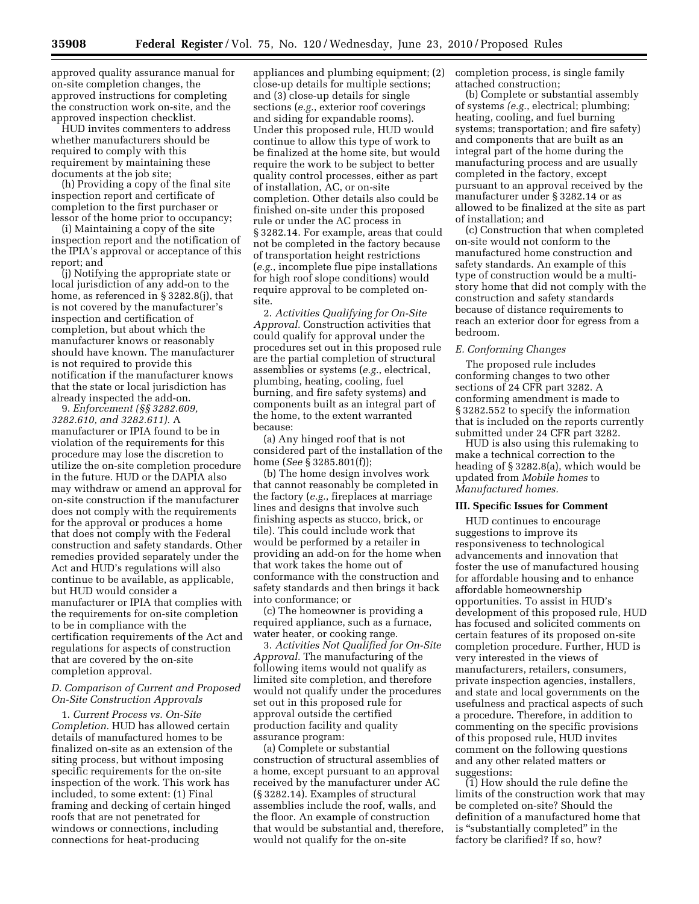approved quality assurance manual for on-site completion changes, the approved instructions for completing the construction work on-site, and the approved inspection checklist.

HUD invites commenters to address whether manufacturers should be required to comply with this requirement by maintaining these documents at the job site;

(h) Providing a copy of the final site inspection report and certificate of completion to the first purchaser or lessor of the home prior to occupancy;

(i) Maintaining a copy of the site inspection report and the notification of the IPIA's approval or acceptance of this report; and

(j) Notifying the appropriate state or local jurisdiction of any add-on to the home, as referenced in § 3282.8(j), that is not covered by the manufacturer's inspection and certification of completion, but about which the manufacturer knows or reasonably should have known. The manufacturer is not required to provide this notification if the manufacturer knows that the state or local jurisdiction has already inspected the add-on.

9. *Enforcement (§§ 3282.609, 3282.610, and 3282.611).* A manufacturer or IPIA found to be in violation of the requirements for this procedure may lose the discretion to utilize the on-site completion procedure in the future. HUD or the DAPIA also may withdraw or amend an approval for on-site construction if the manufacturer does not comply with the requirements for the approval or produces a home that does not comply with the Federal construction and safety standards. Other remedies provided separately under the Act and HUD's regulations will also continue to be available, as applicable, but HUD would consider a manufacturer or IPIA that complies with the requirements for on-site completion to be in compliance with the certification requirements of the Act and regulations for aspects of construction that are covered by the on-site completion approval.

### D. Comparison of Current and Proposed On-Site Construction Approvals

1. *Current Process vs. On-Site Completion.* HUD has allowed certain details of manufactured homes to be finalized on-site as an extension of the siting process, but without imposing specific requirements for the on-site inspection of the work. This work has included, to some extent: (1) Final framing and decking of certain hinged roofs that are not penetrated for windows or connections, including connections for heat-producing appliances and plumbing equipment; (2) close-up details for multiple sections; and (3) close-up details for single sections (*e.g.*, exterior roof coverings and siding for expandable rooms). Under this proposed rule, HUD would continue to allow this type of work to be finalized at the home site, but would require the work to be subject to better quality control processes, either as part of installation, AC, or on-site completion. Other details also could be finished on-site under this proposed rule or under the AC process in § 3282.14. For example, areas that could not be completed in the factory because of transportation height restrictions (*e.g.*, incomplete flue pipe installations for high roof slope conditions) would require approval to be completed on-site.

2. *Activities Qualifying for On-Site Approval.* Construction activities that could qualify for approval under the procedures set out in this proposed rule are the partial completion of structural assemblies or systems (*e.g.*, electrical, plumbing, heating, cooling, fuel burning, and fire safety systems) and components built as an integral part of the home, to the extent warranted because:

(a) Any hinged roof that is not considered part of the installation of the home (*See* § 3285.801(f));

(b) The home design involves work that cannot reasonably be completed in the factory (*e.g.*, fireplaces at marriage lines and designs that involve such finishing aspects as stucco, brick, or tile). This could include work that would be performed by a retailer in providing an add-on for the home when that work takes the home out of conformance with the construction and safety standards and then brings it back into conformance; or

(c) The homeowner is providing a required appliance, such as a furnace, water heater, or cooking range.

3. *Activities Not Qualified for On-Site Approval.* The manufacturing of the following items would not qualify as limited site completion, and therefore would not qualify under the procedures set out in this proposed rule for approval outside the certified production facility and quality assurance program:

(a) Complete or substantial construction of structural assemblies of a home, except pursuant to an approval received by the manufacturer under AC (§ 3282.14). Examples of structural assemblies include the roof, walls, and the floor. An example of construction that would be substantial and, therefore, would not qualify for the on-site completion process, is single family attached construction;

(b) Complete or substantial assembly of systems (*e.g.*, electrical; plumbing; heating, cooling, and fuel burning systems; transportation; and fire safety) and components that are built as an integral part of the home during the manufacturing process and are usually completed in the factory, except pursuant to an approval received by the manufacturer under § 3282.14 or as allowed to be finalized at the site as part of installation; and

(c) Construction that when completed on-site would not conform to the manufactured home construction and safety standards. An example of this type of construction would be a multi-story home that did not comply with the construction and safety standards because of distance requirements to reach an exterior door for egress from a bedroom.

### E. Conforming Changes

The proposed rule includes conforming changes to two other sections of 24 CFR part 3282. A conforming amendment is made to § 3282.552 to specify the information that is included on the reports currently submitted under 24 CFR part 3282.

HUD is also using this rulemaking to make a technical correction to the heading of § 3282.8(a), which would be updated from *Mobile homes* to *Manufactured homes.*

## III. Specific Issues for Comment

HUD continues to encourage suggestions to improve its responsiveness to technological advancements and innovation that foster the use of manufactured housing for affordable housing and to enhance affordable homeownership opportunities. To assist in HUD's development of this proposed rule, HUD has focused and solicited comments on certain features of its proposed on-site completion procedure. Further, HUD is very interested in the views of manufacturers, retailers, consumers, private inspection agencies, installers, and state and local governments on the usefulness and practical aspects of such a procedure. Therefore, in addition to commenting on the specific provisions of this proposed rule, HUD invites comment on the following questions and any other related matters or suggestions:

(1) How should the rule define the limits of the construction work that may be completed on-site? Should the definition of a manufactured home that is "substantially completed" in the factory be clarified? If so, how?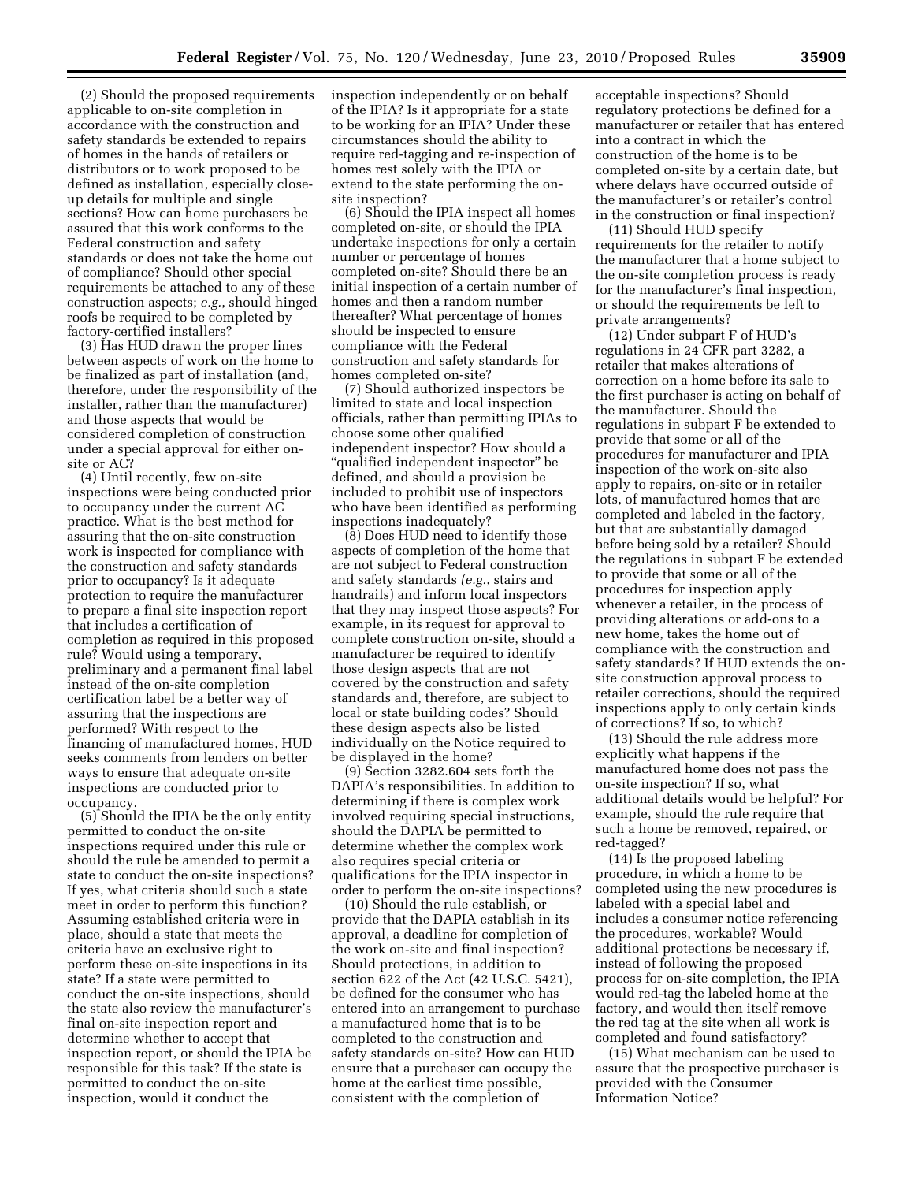(2) Should the proposed requirements applicable to on-site completion in accordance with the construction and safety standards be extended to repairs of homes in the hands of retailers or distributors or to work proposed to be defined as installation, especially close-up details for multiple and single sections? How can home purchasers be assured that this work conforms to the Federal construction and safety standards or does not take the home out of compliance? Should other special requirements be attached to any of these construction aspects; *e.g.*, should hinged roofs be required to be completed by factory-certified installers?

(3) Has HUD drawn the proper lines between aspects of work on the home to be finalized as part of installation (and, therefore, under the responsibility of the installer, rather than the manufacturer) and those aspects that would be considered completion of construction under a special approval for either on-site or AC?

(4) Until recently, few on-site inspections were being conducted prior to occupancy under the current AC practice. What is the best method for assuring that the on-site construction work is inspected for compliance with the construction and safety standards prior to occupancy? Is it adequate protection to require the manufacturer to prepare a final site inspection report that includes a certification of completion as required in this proposed rule? Would using a temporary, preliminary and a permanent final label instead of the on-site completion certification label be a better way of assuring that the inspections are performed? With respect to the financing of manufactured homes, HUD seeks comments from lenders on better ways to ensure that adequate on-site inspections are conducted prior to occupancy.

(5) Should the IPIA be the only entity permitted to conduct the on-site inspections required under this rule or should the rule be amended to permit a state to conduct the on-site inspections? If yes, what criteria should such a state meet in order to perform this function? Assuming established criteria were in place, should a state that meets the criteria have an exclusive right to perform these on-site inspections in its state? If a state were permitted to conduct the on-site inspections, should the state also review the manufacturer's final on-site inspection report and determine whether to accept that inspection report, or should the IPIA be responsible for this task? If the state is permitted to conduct the on-site inspection, would it conduct the inspection independently or on behalf of the IPIA? Is it appropriate for a state to be working for an IPIA? Under these circumstances should the ability to require red-tagging and re-inspection of homes rest solely with the IPIA or extend to the state performing the on-site inspection?

(6) Should the IPIA inspect all homes completed on-site, or should the IPIA undertake inspections for only a certain number or percentage of homes completed on-site? Should there be an initial inspection of a certain number of homes and then a random number thereafter? What percentage of homes should be inspected to ensure compliance with the Federal construction and safety standards for homes completed on-site?

(7) Should authorized inspectors be limited to state and local inspection officials, rather than permitting IPIAs to choose some other qualified independent inspector? How should a "qualified independent inspector" be defined, and should a provision be included to prohibit use of inspectors who have been identified as performing inspections inadequately?

(8) Does HUD need to identify those aspects of completion of the home that are not subject to Federal construction and safety standards (*e.g.*, stairs and handrails) and inform local inspectors that they may inspect those aspects? For example, in its request for approval to complete construction on-site, should a manufacturer be required to identify those design aspects that are not covered by the construction and safety standards and, therefore, are subject to local or state building codes? Should these design aspects also be listed individually on the Notice required to be displayed in the home?

(9) Section 3282.604 sets forth the DAPIA's responsibilities. In addition to determining if there is complex work involved requiring special instructions, should the DAPIA be permitted to determine whether the complex work also requires special criteria or qualifications for the IPIA inspector in order to perform the on-site inspections?

(10) Should the rule establish, or provide that the DAPIA establish in its approval, a deadline for completion of the work on-site and final inspection? Should protections, in addition to section 622 of the Act (42 U.S.C. 5421), be defined for the consumer who has entered into an arrangement to purchase a manufactured home that is to be completed to the construction and safety standards on-site? How can HUD ensure that a purchaser can occupy the home at the earliest time possible, consistent with the completion of acceptable inspections? Should regulatory protections be defined for a manufacturer or retailer that has entered into a contract in which the construction of the home is to be completed on-site by a certain date, but where delays have occurred outside of the manufacturer's or retailer's control in the construction or final inspection?

(11) Should HUD specify requirements for the retailer to notify the manufacturer that a home subject to the on-site completion process is ready for the manufacturer's final inspection, or should the requirements be left to private arrangements?

(12) Under subpart F of HUD's regulations in 24 CFR part 3282, a retailer that makes alterations of correction on a home before its sale to the first purchaser is acting on behalf of the manufacturer. Should the regulations in subpart F be extended to provide that some or all of the procedures for manufacturer and IPIA inspection of the work on-site also apply to repairs, on-site or in retailer lots, of manufactured homes that are completed and labeled in the factory, but that are substantially damaged before being sold by a retailer? Should the regulations in subpart F be extended to provide that some or all of the procedures for inspection apply whenever a retailer, in the process of providing alterations or add-ons to a new home, takes the home out of compliance with the construction and safety standards? If HUD extends the on-site construction approval process to retailer corrections, should the required inspections apply to only certain kinds of corrections? If so, to which?

(13) Should the rule address more explicitly what happens if the manufactured home does not pass the on-site inspection? If so, what additional details would be helpful? For example, should the rule require that such a home be removed, repaired, or red-tagged?

(14) Is the proposed labeling procedure, in which a home to be completed using the new procedures is labeled with a special label and includes a consumer notice referencing the procedures, workable? Would additional protections be necessary if, instead of following the proposed process for on-site completion, the IPIA would red-tag the labeled home at the factory, and would then itself remove the red tag at the site when all work is completed and found satisfactory?

(15) What mechanism can be used to assure that the prospective purchaser is provided with the Consumer Information Notice?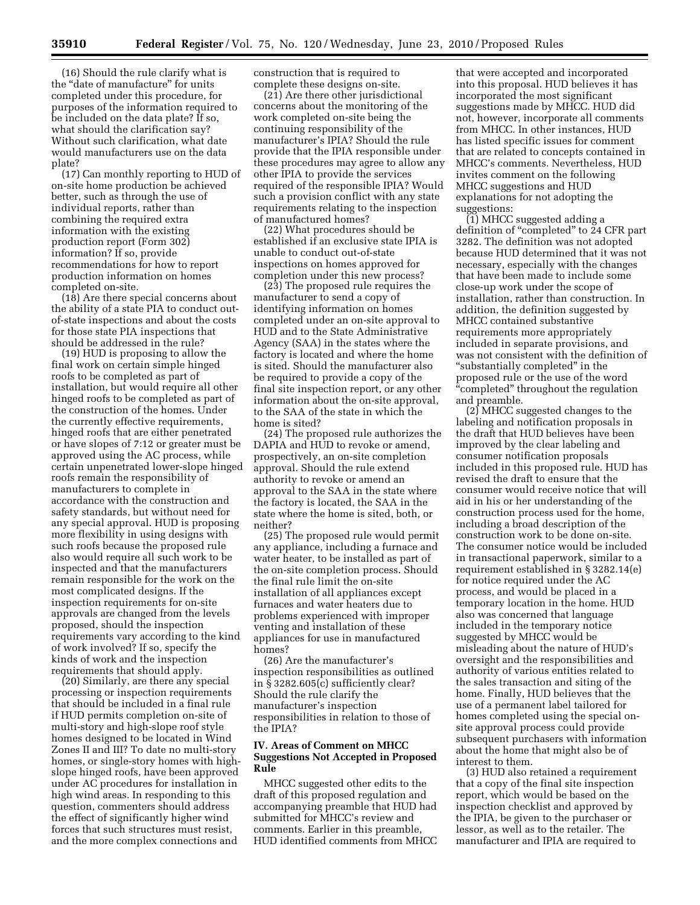(16) Should the rule clarify what is the "date of manufacture" for units completed under this procedure, for purposes of the information required to be included on the data plate? If so, what should the clarification say? Without such clarification, what date would manufacturers use on the data plate?

(17) Can monthly reporting to HUD of on-site home production be achieved better, such as through the use of individual reports, rather than combining the required extra information with the existing production report (Form 302) information? If so, provide recommendations for how to report production information on homes completed on-site.

(18) Are there special concerns about the ability of a state PIA to conduct out-of-state inspections and about the costs for those state PIA inspections that should be addressed in the rule?

(19) HUD is proposing to allow the final work on certain simple hinged roofs to be completed as part of installation, but would require all other hinged roofs to be completed as part of the construction of the homes. Under the currently effective requirements, hinged roofs that are either penetrated or have slopes of 7:12 or greater must be approved using the AC process, while certain unpenetrated lower-slope hinged roofs remain the responsibility of manufacturers to complete in accordance with the construction and safety standards, but without need for any special approval. HUD is proposing more flexibility in using designs with such roofs because the proposed rule also would require all such work to be inspected and that the manufacturers remain responsible for the work on the most complicated designs. If the inspection requirements for on-site approvals are changed from the levels proposed, should the inspection requirements vary according to the kind of work involved? If so, specify the kinds of work and the inspection requirements that should apply.

(20) Similarly, are there any special processing or inspection requirements that should be included in a final rule if HUD permits completion on-site of multi-story and high-slope roof style homes designed to be located in Wind Zones II and III? To date no multi-story homes, or single-story homes with high-slope hinged roofs, have been approved under AC procedures for installation in high wind areas. In responding to this question, commenters should address the effect of significantly higher wind forces that such structures must resist, and the more complex connections and construction that is required to complete these designs on-site.

(21) Are there other jurisdictional concerns about the monitoring of the work completed on-site being the continuing responsibility of the manufacturer's IPIA? Should the rule provide that the IPIA responsible under these procedures may agree to allow any other IPIA to provide the services required of the responsible IPIA? Would such a provision conflict with any state requirements relating to the inspection of manufactured homes?

(22) What procedures should be established if an exclusive state IPIA is unable to conduct out-of-state inspections on homes approved for completion under this new process?

(23) The proposed rule requires the manufacturer to send a copy of identifying information on homes completed under an on-site approval to HUD and to the State Administrative Agency (SAA) in the states where the factory is located and where the home is sited. Should the manufacturer also be required to provide a copy of the final site inspection report, or any other information about the on-site approval, to the SAA of the state in which the home is sited?

(24) The proposed rule authorizes the DAPIA and HUD to revoke or amend, prospectively, an on-site completion approval. Should the rule extend authority to revoke or amend an approval to the SAA in the state where the factory is located, the SAA in the state where the home is sited, both, or neither?

(25) The proposed rule would permit any appliance, including a furnace and water heater, to be installed as part of the on-site completion process. Should the final rule limit the on-site installation of all appliances except furnaces and water heaters due to problems experienced with improper venting and installation of these appliances for use in manufactured homes?

(26) Are the manufacturer's inspection responsibilities as outlined in § 3282.605(c) sufficiently clear? Should the rule clarify the manufacturer's inspection responsibilities in relation to those of the IPIA?

## IV. Areas of Comment on MHCC Suggestions Not Accepted in Proposed Rule

MHCC suggested other edits to the draft of this proposed regulation and accompanying preamble that HUD had submitted for MHCC's review and comments. Earlier in this preamble, HUD identified comments from MHCC that were accepted and incorporated into this proposal. HUD believes it has incorporated the most significant suggestions made by MHCC. HUD did not, however, incorporate all comments from MHCC. In other instances, HUD has listed specific issues for comment that are related to concepts contained in MHCC's comments. Nevertheless, HUD invites comment on the following MHCC suggestions and HUD explanations for not adopting the suggestions:

(1) MHCC suggested adding a definition of "completed" to 24 CFR part 3282. The definition was not adopted because HUD determined that it was not necessary, especially with the changes that have been made to include some close-up work under the scope of installation, rather than construction. In addition, the definition suggested by MHCC contained substantive requirements more appropriately included in separate provisions, and was not consistent with the definition of "substantially completed" in the proposed rule or the use of the word "completed" throughout the regulation and preamble.

(2) MHCC suggested changes to the labeling and notification proposals in the draft that HUD believes have been improved by the clear labeling and consumer notification proposals included in this proposed rule. HUD has revised the draft to ensure that the consumer would receive notice that will aid in his or her understanding of the construction process used for the home, including a broad description of the construction work to be done on-site. The consumer notice would be included in transactional paperwork, similar to a requirement established in § 3282.14(e) for notice required under the AC process, and would be placed in a temporary location in the home. HUD also was concerned that language included in the temporary notice suggested by MHCC would be misleading about the nature of HUD's oversight and the responsibilities and authority of various entities related to the sales transaction and siting of the home. Finally, HUD believes that the use of a permanent label tailored for homes completed using the special on-site approval process could provide subsequent purchasers with information about the home that might also be of interest to them.

(3) HUD also retained a requirement that a copy of the final site inspection report, which would be based on the inspection checklist and approved by the IPIA, be given to the purchaser or lessor, as well as to the retailer. The manufacturer and IPIA are required to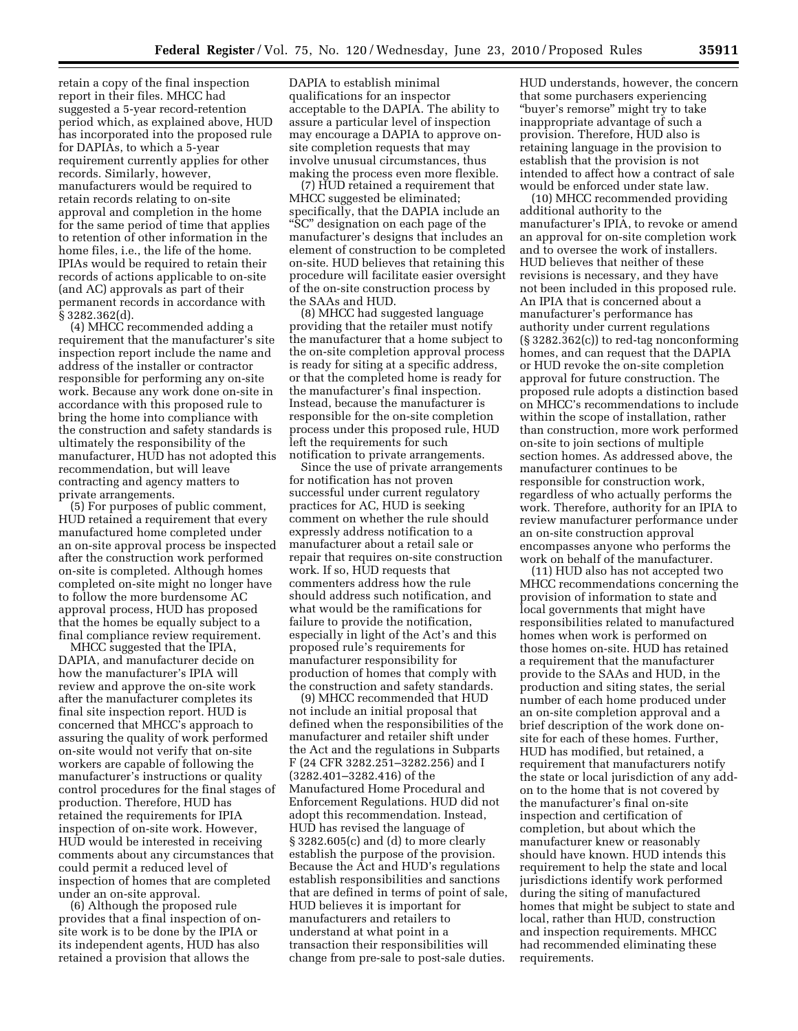retain a copy of the final inspection report in their files. MHCC had suggested a 5-year record-retention period which, as explained above, HUD has incorporated into the proposed rule for DAPIAs, to which a 5-year requirement currently applies for other records. Similarly, however, manufacturers would be required to retain records relating to on-site approval and completion in the home for the same period of time that applies to retention of other information in the home files, i.e., the life of the home. IPIAs would be required to retain their records of actions applicable to on-site (and AC) approvals as part of their permanent records in accordance with § 3282.362(d).

(4) MHCC recommended adding a requirement that the manufacturer's site inspection report include the name and address of the installer or contractor responsible for performing any on-site work. Because any work done on-site in accordance with this proposed rule to bring the home into compliance with the construction and safety standards is ultimately the responsibility of the manufacturer, HUD has not adopted this recommendation, but will leave contracting and agency matters to private arrangements.

(5) For purposes of public comment, HUD retained a requirement that every manufactured home completed under an on-site approval process be inspected after the construction work performed on-site is completed. Although homes completed on-site might no longer have to follow the more burdensome AC approval process, HUD has proposed that the homes be equally subject to a final compliance review requirement.

MHCC suggested that the IPIA, DAPIA, and manufacturer decide on how the manufacturer's IPIA will review and approve the on-site work after the manufacturer completes its final site inspection report. HUD is concerned that MHCC's approach to assuring the quality of work performed on-site would not verify that on-site workers are capable of following the manufacturer's instructions or quality control procedures for the final stages of production. Therefore, HUD has retained the requirements for IPIA inspection of on-site work. However, HUD would be interested in receiving comments about any circumstances that could permit a reduced level of inspection of homes that are completed under an on-site approval.

(6) Although the proposed rule provides that a final inspection of on-site work is to be done by the IPIA or its independent agents, HUD has also retained a provision that allows the DAPIA to establish minimal qualifications for an inspector acceptable to the DAPIA. The ability to assure a particular level of inspection may encourage a DAPIA to approve on-site completion requests that may involve unusual circumstances, thus making the process even more flexible.

(7) HUD retained a requirement that MHCC suggested be eliminated; specifically, that the DAPIA include an "SC" designation on each page of the manufacturer's designs that includes an element of construction to be completed on-site. HUD believes that retaining this procedure will facilitate easier oversight of the on-site construction process by the SAAs and HUD.

(8) MHCC had suggested language providing that the retailer must notify the manufacturer that a home subject to the on-site completion approval process is ready for siting at a specific address, or that the completed home is ready for the manufacturer's final inspection. Instead, because the manufacturer is responsible for the on-site completion process under this proposed rule, HUD left the requirements for such notification to private arrangements.

Since the use of private arrangements for notification has not proven successful under current regulatory practices for AC, HUD is seeking comment on whether the rule should expressly address notification to a manufacturer about a retail sale or repair that requires on-site construction work. If so, HUD requests that commenters address how the rule should address such notification, and what would be the ramifications for failure to provide the notification, especially in light of the Act's and this proposed rule's requirements for manufacturer responsibility for production of homes that comply with the construction and safety standards.

(9) MHCC recommended that HUD not include an initial proposal that defined when the responsibilities of the manufacturer and retailer shift under the Act and the regulations in Subparts F (24 CFR 3282.251–3282.256) and I (3282.401–3282.416) of the Manufactured Home Procedural and Enforcement Regulations. HUD did not adopt this recommendation. Instead, HUD has revised the language of § 3282.605(c) and (d) to more clearly establish the purpose of the provision. Because the Act and HUD's regulations establish responsibilities and sanctions that are defined in terms of point of sale, HUD believes it is important for manufacturers and retailers to understand at what point in a transaction their responsibilities will change from pre-sale to post-sale duties. HUD understands, however, the concern that some purchasers experiencing "buyer's remorse" might try to take inappropriate advantage of such a provision. Therefore, HUD also is retaining language in the provision to establish that the provision is not intended to affect how a contract of sale would be enforced under state law.

(10) MHCC recommended providing additional authority to the manufacturer's IPIA, to revoke or amend an approval for on-site completion work and to oversee the work of installers. HUD believes that neither of these revisions is necessary, and they have not been included in this proposed rule. An IPIA that is concerned about a manufacturer's performance has authority under current regulations (§ 3282.362(c)) to red-tag nonconforming homes, and can request that the DAPIA or HUD revoke the on-site completion approval for future construction. The proposed rule adopts a distinction based on MHCC's recommendations to include within the scope of installation, rather than construction, more work performed on-site to join sections of multiple section homes. As addressed above, the manufacturer continues to be responsible for construction work, regardless of who actually performs the work. Therefore, authority for an IPIA to review manufacturer performance under an on-site construction approval encompasses anyone who performs the work on behalf of the manufacturer.

(11) HUD also has not accepted two MHCC recommendations concerning the provision of information to state and local governments that might have responsibilities related to manufactured homes when work is performed on those homes on-site. HUD has retained a requirement that the manufacturer provide to the SAAs and HUD, in the production and siting states, the serial number of each home produced under an on-site completion approval and a brief description of the work done on-site for each of these homes. Further, HUD has modified, but retained, a requirement that manufacturers notify the state or local jurisdiction of any add-on to the home that is not covered by the manufacturer's final on-site inspection and certification of completion, but about which the manufacturer knew or reasonably should have known. HUD intends this requirement to help the state and local jurisdictions identify work performed during the siting of manufactured homes that might be subject to state and local, rather than HUD, construction and inspection requirements. MHCC had recommended eliminating these requirements.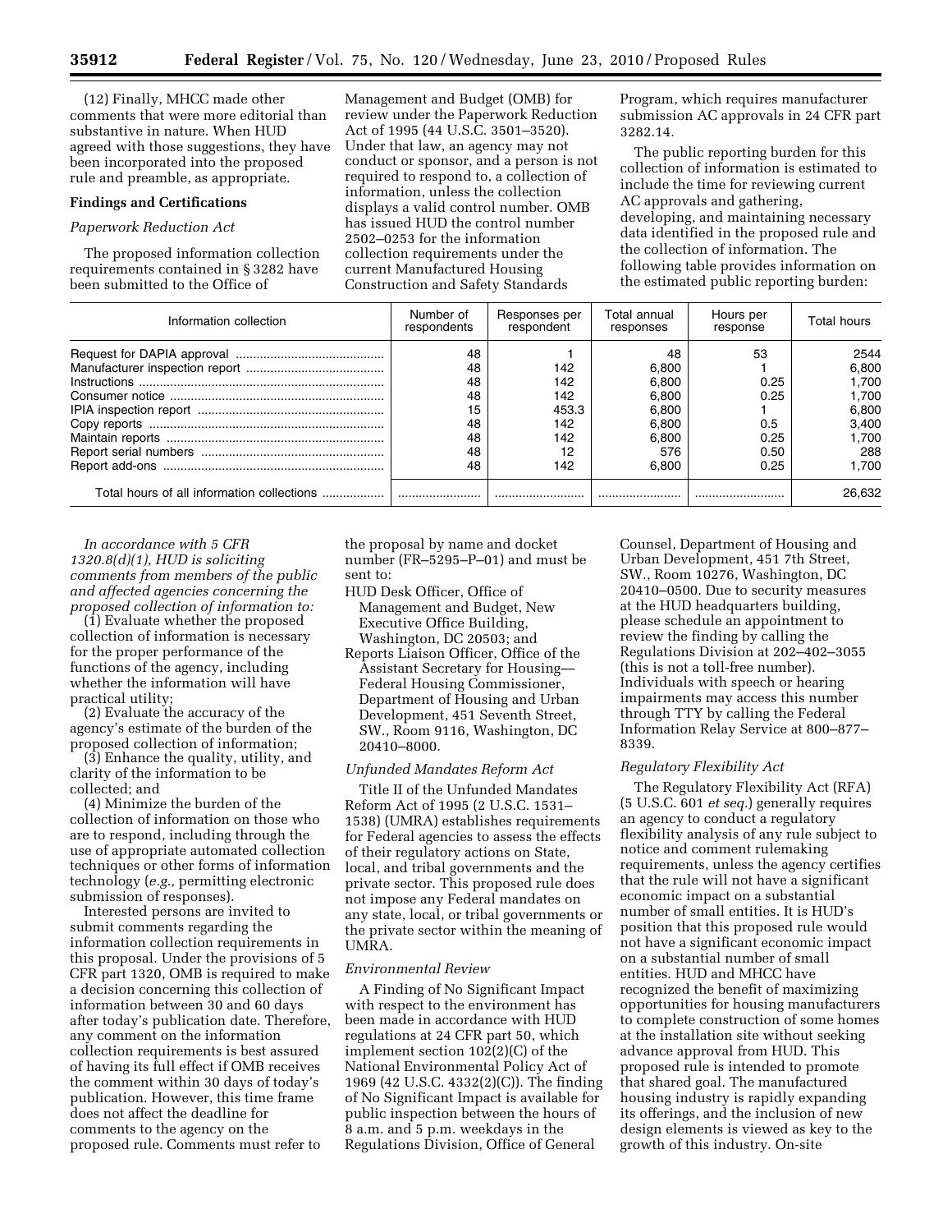(12) Finally, MHCC made other comments that were more editorial than substantive in nature. When HUD agreed with those suggestions, they have been incorporated into the proposed rule and preamble, as appropriate.

## Findings and Certifications

### *Paperwork Reduction Act*

The proposed information collection requirements contained in § 3282 have been submitted to the Office of Management and Budget (OMB) for review under the Paperwork Reduction Act of 1995 (44 U.S.C. 3501–3520). Under that law, an agency may not conduct or sponsor, and a person is not required to respond to, a collection of information, unless the collection displays a valid control number. OMB has issued HUD the control number 2502–0253 for the information collection requirements under the current Manufactured Housing Construction and Safety Standards Program, which requires manufacturer submission AC approvals in 24 CFR part 3282.14.

The public reporting burden for this collection of information is estimated to include the time for reviewing current AC approvals and gathering, developing, and maintaining necessary data identified in the proposed rule and the collection of information. The following table provides information on the estimated public reporting burden:

| Information collection | Number of respondents | Responses per respondent | Total annual responses | Hours per response | Total hours |
|---|---|---|---|---|---|
| Request for DAPIA approval | 48 | 1 | 48 | 53 | 2544 |
| Manufacturer inspection report | 48 | 142 | 6,800 | 1 | 6,800 |
| Instructions | 48 | 142 | 6,800 | 0.25 | 1,700 |
| Consumer notice | 48 | 142 | 6,800 | 0.25 | 1,700 |
| IPIA inspection report | 15 | 453.3 | 6,800 | 1 | 6,800 |
| Copy reports | 48 | 142 | 6,800 | 0.5 | 3,400 |
| Maintain reports | 48 | 142 | 6,800 | 0.25 | 1,700 |
| Report serial numbers | 48 | 12 | 576 | 0.50 | 288 |
| Report add-ons | 48 | 142 | 6,800 | 0.25 | 1,700 |
| Total hours of all information collections | | | | | 26,632 |

*In accordance with 5 CFR 1320.8(d)(1), HUD is soliciting comments from members of the public and affected agencies concerning the proposed collection of information to:*

(1) Evaluate whether the proposed collection of information is necessary for the proper performance of the functions of the agency, including whether the information will have practical utility;

(2) Evaluate the accuracy of the agency's estimate of the burden of the proposed collection of information;

(3) Enhance the quality, utility, and clarity of the information to be collected; and

(4) Minimize the burden of the collection of information on those who are to respond, including through the use of appropriate automated collection techniques or other forms of information technology (*e.g.,* permitting electronic submission of responses).

Interested persons are invited to submit comments regarding the information collection requirements in this proposal. Under the provisions of 5 CFR part 1320, OMB is required to make a decision concerning this collection of information between 30 and 60 days after today's publication date. Therefore, any comment on the information collection requirements is best assured of having its full effect if OMB receives the comment within 30 days of today's publication. However, this time frame does not affect the deadline for comments to the agency on the proposed rule. Comments must refer to the proposal by name and docket number (FR–5295–P–01) and must be sent to:

HUD Desk Officer, Office of Management and Budget, New Executive Office Building, Washington, DC 20503; and

Reports Liaison Officer, Office of the Assistant Secretary for Housing—Federal Housing Commissioner, Department of Housing and Urban Development, 451 Seventh Street, SW., Room 9116, Washington, DC 20410–8000.

### *Unfunded Mandates Reform Act*

Title II of the Unfunded Mandates Reform Act of 1995 (2 U.S.C. 1531–1538) (UMRA) establishes requirements for Federal agencies to assess the effects of their regulatory actions on State, local, and tribal governments and the private sector. This proposed rule does not impose any Federal mandates on any state, local, or tribal governments or the private sector within the meaning of UMRA.

### *Environmental Review*

A Finding of No Significant Impact with respect to the environment has been made in accordance with HUD regulations at 24 CFR part 50, which implement section 102(2)(C) of the National Environmental Policy Act of 1969 (42 U.S.C. 4332(2)(C)). The finding of No Significant Impact is available for public inspection between the hours of 8 a.m. and 5 p.m. weekdays in the Regulations Division, Office of General Counsel, Department of Housing and Urban Development, 451 7th Street, SW., Room 10276, Washington, DC 20410–0500. Due to security measures at the HUD headquarters building, please schedule an appointment to review the finding by calling the Regulations Division at 202–402–3055 (this is not a toll-free number). Individuals with speech or hearing impairments may access this number through TTY by calling the Federal Information Relay Service at 800–877–8339.

### *Regulatory Flexibility Act*

The Regulatory Flexibility Act (RFA) (5 U.S.C. 601 *et seq.*) generally requires an agency to conduct a regulatory flexibility analysis of any rule subject to notice and comment rulemaking requirements, unless the agency certifies that the rule will not have a significant economic impact on a substantial number of small entities. It is HUD's position that this proposed rule would not have a significant economic impact on a substantial number of small entities. HUD and MHCC have recognized the benefit of maximizing opportunities for housing manufacturers to complete construction of some homes at the installation site without seeking advance approval from HUD. This proposed rule is intended to promote that shared goal. The manufactured housing industry is rapidly expanding its offerings, and the inclusion of new design elements is viewed as key to the growth of this industry. On-site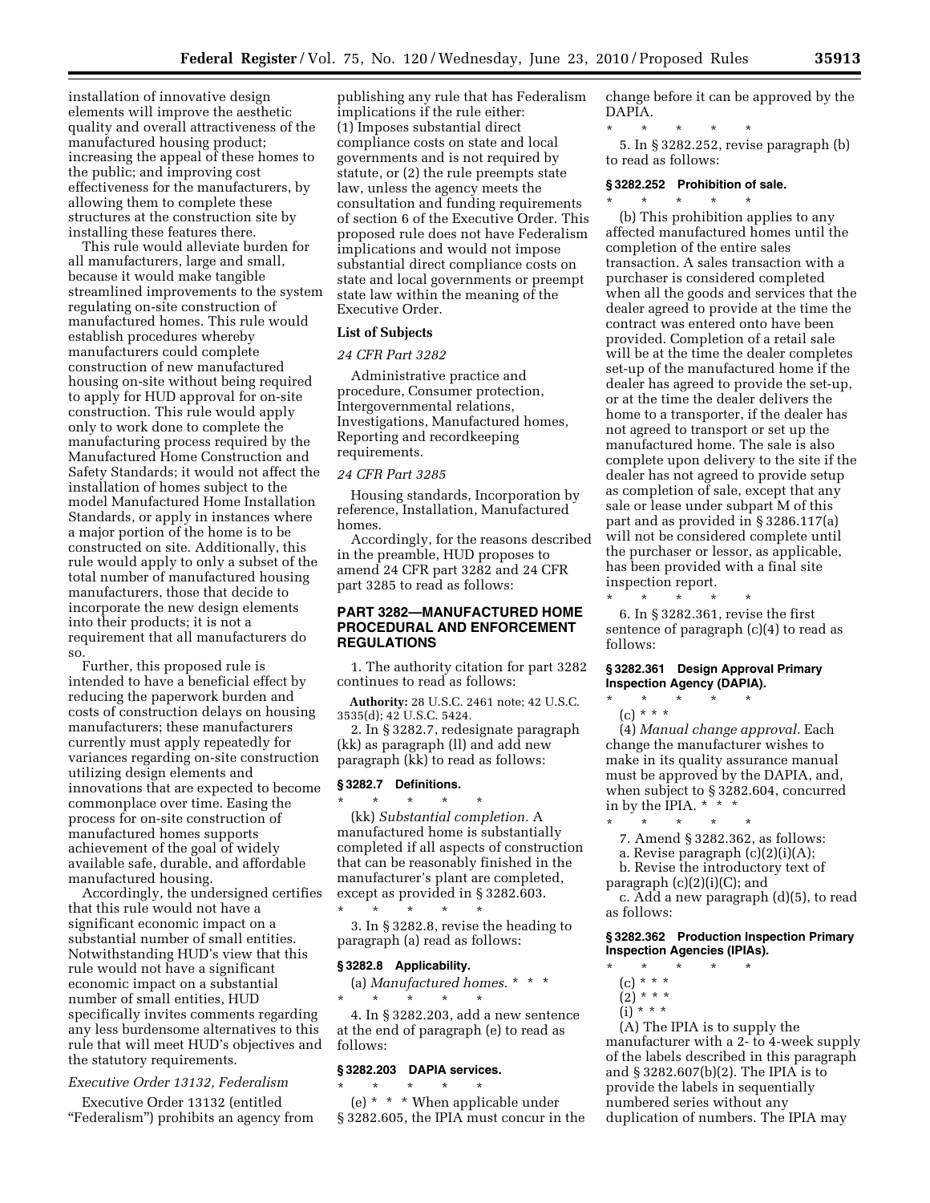installation of innovative design elements will improve the aesthetic quality and overall attractiveness of the manufactured housing product; increasing the appeal of these homes to the public; and improving cost effectiveness for the manufacturers, by allowing them to complete these structures at the construction site by installing these features there.

This rule would alleviate burden for all manufacturers, large and small, because it would make tangible streamlined improvements to the system regulating on-site construction of manufactured homes. This rule would establish procedures whereby manufacturers could complete construction of new manufactured housing on-site without being required to apply for HUD approval for on-site construction. This rule would apply only to work done to complete the manufacturing process required by the Manufactured Home Construction and Safety Standards; it would not affect the installation of homes subject to the model Manufactured Home Installation Standards, or apply in instances where a major portion of the home is to be constructed on site. Additionally, this rule would apply to only a subset of the total number of manufactured housing manufacturers, those that decide to incorporate the new design elements into their products; it is not a requirement that all manufacturers do so.

Further, this proposed rule is intended to have a beneficial effect by reducing the paperwork burden and costs of construction delays on housing manufacturers; these manufacturers currently must apply repeatedly for variances regarding on-site construction utilizing design elements and innovations that are expected to become commonplace over time. Easing the process for on-site construction of manufactured homes supports achievement of the goal of widely available safe, durable, and affordable manufactured housing.

Accordingly, the undersigned certifies that this rule would not have a significant economic impact on a substantial number of small entities. Notwithstanding HUD's view that this rule would not have a significant economic impact on a substantial number of small entities, HUD specifically invites comments regarding any less burdensome alternatives to this rule that will meet HUD's objectives and the statutory requirements.

*Executive Order 13132, Federalism*

Executive Order 13132 (entitled "Federalism") prohibits an agency from publishing any rule that has Federalism implications if the rule either: (1) Imposes substantial direct compliance costs on state and local governments and is not required by statute, or (2) the rule preempts state law, unless the agency meets the consultation and funding requirements of section 6 of the Executive Order. This proposed rule does not have Federalism implications and would not impose substantial direct compliance costs on state and local governments or preempt state law within the meaning of the Executive Order.

**List of Subjects**

*24 CFR Part 3282*

Administrative practice and procedure, Consumer protection, Intergovernmental relations, Investigations, Manufactured homes, Reporting and recordkeeping requirements.

*24 CFR Part 3285*

Housing standards, Incorporation by reference, Installation, Manufactured homes.

Accordingly, for the reasons described in the preamble, HUD proposes to amend 24 CFR part 3282 and 24 CFR part 3285 to read as follows:

## PART 3282—MANUFACTURED HOME PROCEDURAL AND ENFORCEMENT REGULATIONS

1. The authority citation for part 3282 continues to read as follows:

**Authority:** 28 U.S.C. 2461 note; 42 U.S.C. 3535(d); 42 U.S.C. 5424.

2. In § 3282.7, redesignate paragraph (kk) as paragraph (ll) and add new paragraph (kk) to read as follows:

### § 3282.7 Definitions.

\* \* \* \* \*

(kk) *Substantial completion.* A manufactured home is substantially completed if all aspects of construction that can be reasonably finished in the manufacturer's plant are completed, except as provided in § 3282.603.

\* \* \* \* \*

3. In § 3282.8, revise the heading to paragraph (a) read as follows:

### § 3282.8 Applicability.

(a) *Manufactured homes.* \* \* \*

\* \* \* \* \*

4. In § 3282.203, add a new sentence at the end of paragraph (e) to read as follows:

### § 3282.203 DAPIA services.

\* \* \* \* \*

(e) \* \* \* When applicable under § 3282.605, the IPIA must concur in the change before it can be approved by the DAPIA.

\* \* \* \* \*

5. In § 3282.252, revise paragraph (b) to read as follows:

### § 3282.252 Prohibition of sale.

\* \* \* \* \*

(b) This prohibition applies to any affected manufactured homes until the completion of the entire sales transaction. A sales transaction with a purchaser is considered completed when all the goods and services that the dealer agreed to provide at the time the contract was entered onto have been provided. Completion of a retail sale will be at the time the dealer completes set-up of the manufactured home if the dealer has agreed to provide the set-up, or at the time the dealer delivers the home to a transporter, if the dealer has not agreed to transport or set up the manufactured home. The sale is also complete upon delivery to the site if the dealer has not agreed to provide setup as completion of sale, except that any sale or lease under subpart M of this part and as provided in § 3286.117(a) will not be considered complete until the purchaser or lessor, as applicable, has been provided with a final site inspection report.

\* \* \* \* \*

6. In § 3282.361, revise the first sentence of paragraph (c)(4) to read as follows:

### § 3282.361 Design Approval Primary Inspection Agency (DAPIA).

\* \* \* \* \*

(c) \* \* \*

(4) *Manual change approval.* Each change the manufacturer wishes to make in its quality assurance manual must be approved by the DAPIA, and, when subject to § 3282.604, concurred in by the IPIA. \* \* \*

\* \* \* \* \*

7. Amend § 3282.362, as follows:

a. Revise paragraph (c)(2)(i)(A);

b. Revise the introductory text of paragraph (c)(2)(i)(C); and

c. Add a new paragraph (d)(5), to read as follows:

### § 3282.362 Production Inspection Primary Inspection Agencies (IPIAs).

\* \* \* \* \*

(c) \* \* \*

(2) \* \* \*

(i) \* \* \*

(A) The IPIA is to supply the manufacturer with a 2- to 4-week supply of the labels described in this paragraph and § 3282.607(b)(2). The IPIA is to provide the labels in sequentially numbered series without any duplication of numbers. The IPIA may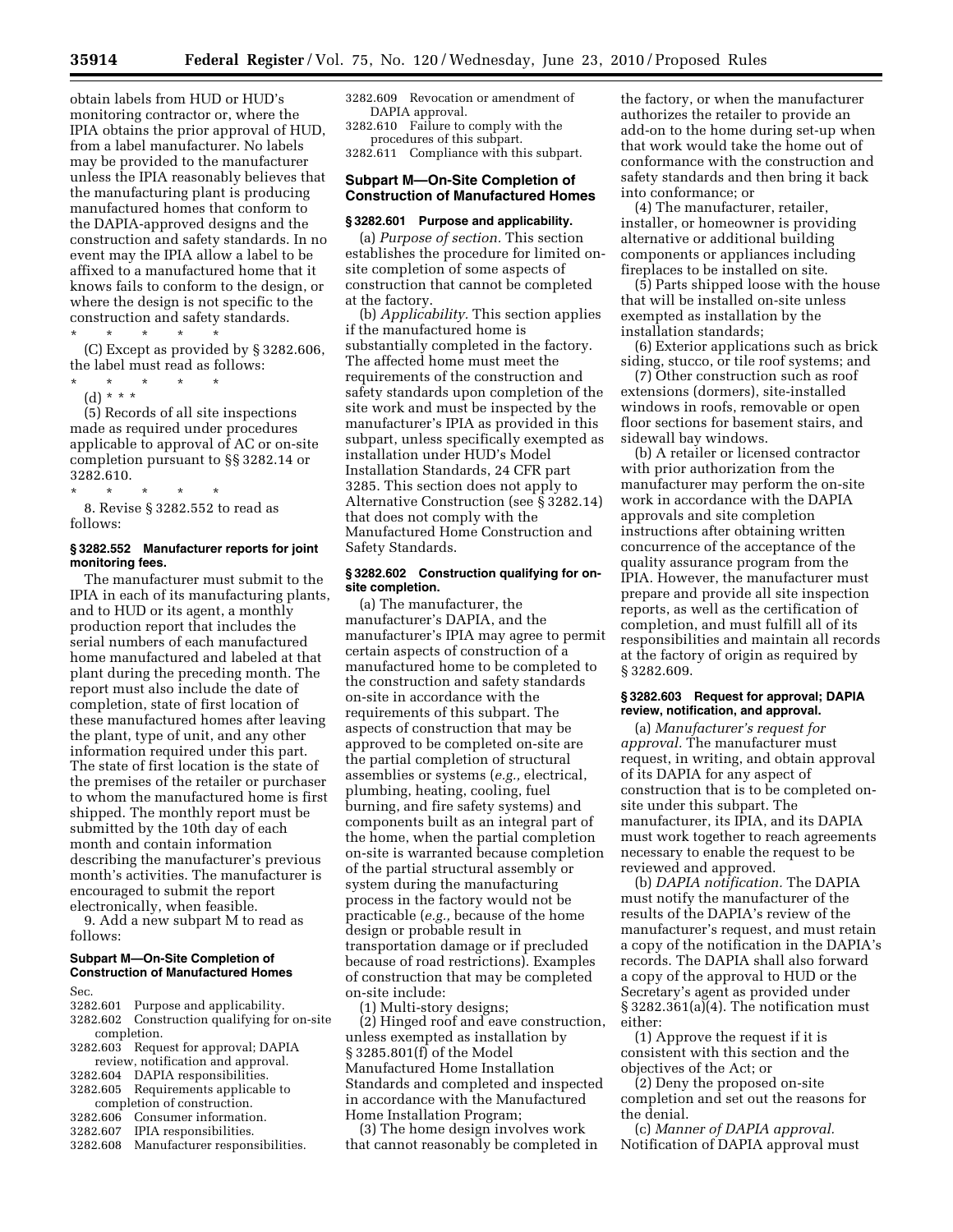obtain labels from HUD or HUD's monitoring contractor or, where the IPIA obtains the prior approval of HUD, from a label manufacturer. No labels may be provided to the manufacturer unless the IPIA reasonably believes that the manufacturing plant is producing manufactured homes that conform to the DAPIA-approved designs and the construction and safety standards. In no event may the IPIA allow a label to be affixed to a manufactured home that it knows fails to conform to the design, or where the design is not specific to the construction and safety standards.

\* \* \* \* \*

(C) Except as provided by § 3282.606, the label must read as follows:

\* \* \* \* \*

(d) \* \* \*

(5) Records of all site inspections made as required under procedures applicable to approval of AC or on-site completion pursuant to §§ 3282.14 or 3282.610.

\* \* \* \* \*

8. Revise § 3282.552 to read as follows:

**§ 3282.552 Manufacturer reports for joint monitoring fees.**

The manufacturer must submit to the IPIA in each of its manufacturing plants, and to HUD or its agent, a monthly production report that includes the serial numbers of each manufactured home manufactured and labeled at that plant during the preceding month. The report must also include the date of completion, state of first location of these manufactured homes after leaving the plant, type of unit, and any other information required under this part. The state of first location is the state of the premises of the retailer or purchaser to whom the manufactured home is first shipped. The monthly report must be submitted by the 10th day of each month and contain information describing the manufacturer's previous month's activities. The manufacturer is encouraged to submit the report electronically, when feasible.

9. Add a new subpart M to read as follows:

**Subpart M—On-Site Completion of Construction of Manufactured Homes**

Sec.
3282.601 Purpose and applicability.
3282.602 Construction qualifying for on-site completion.
3282.603 Request for approval; DAPIA review, notification and approval.
3282.604 DAPIA responsibilities.
3282.605 Requirements applicable to completion of construction.
3282.606 Consumer information.
3282.607 IPIA responsibilities.
3282.608 Manufacturer responsibilities.
3282.609 Revocation or amendment of DAPIA approval.
3282.610 Failure to comply with the procedures of this subpart.
3282.611 Compliance with this subpart.

**Subpart M—On-Site Completion of Construction of Manufactured Homes**

**§ 3282.601 Purpose and applicability.**

(a) *Purpose of section.* This section establishes the procedure for limited on-site completion of some aspects of construction that cannot be completed at the factory.

(b) *Applicability.* This section applies if the manufactured home is substantially completed in the factory. The affected home must meet the requirements of the construction and safety standards upon completion of the site work and must be inspected by the manufacturer's IPIA as provided in this subpart, unless specifically exempted as installation under HUD's Model Installation Standards, 24 CFR part 3285. This section does not apply to Alternative Construction (see § 3282.14) that does not comply with the Manufactured Home Construction and Safety Standards.

**§ 3282.602 Construction qualifying for on-site completion.**

(a) The manufacturer, the manufacturer's DAPIA, and the manufacturer's IPIA may agree to permit certain aspects of construction of a manufactured home to be completed to the construction and safety standards on-site in accordance with the requirements of this subpart. The aspects of construction that may be approved to be completed on-site are the partial completion of structural assemblies or systems (*e.g.,* electrical, plumbing, heating, cooling, fuel burning, and fire safety systems) and components built as an integral part of the home, when the partial completion on-site is warranted because completion of the partial structural assembly or system during the manufacturing process in the factory would not be practicable (*e.g.,* because of the home design or probable result in transportation damage or if precluded because of road restrictions). Examples of construction that may be completed on-site include:

(1) Multi-story designs;

(2) Hinged roof and eave construction, unless exempted as installation by § 3285.801(f) of the Model Manufactured Home Installation Standards and completed and inspected in accordance with the Manufactured Home Installation Program;

(3) The home design involves work that cannot reasonably be completed in the factory, or when the manufacturer authorizes the retailer to provide an add-on to the home during set-up when that work would take the home out of conformance with the construction and safety standards and then bring it back into conformance; or

(4) The manufacturer, retailer, installer, or homeowner is providing alternative or additional building components or appliances including fireplaces to be installed on site.

(5) Parts shipped loose with the house that will be installed on-site unless exempted as installation by the installation standards;

(6) Exterior applications such as brick siding, stucco, or tile roof systems; and

(7) Other construction such as roof extensions (dormers), site-installed windows in roofs, removable or open floor sections for basement stairs, and sidewall bay windows.

(b) A retailer or licensed contractor with prior authorization from the manufacturer may perform the on-site work in accordance with the DAPIA approvals and site completion instructions after obtaining written concurrence of the acceptance of the quality assurance program from the IPIA. However, the manufacturer must prepare and provide all site inspection reports, as well as the certification of completion, and must fulfill all of its responsibilities and maintain all records at the factory of origin as required by § 3282.609.

**§ 3282.603 Request for approval; DAPIA review, notification, and approval.**

(a) *Manufacturer's request for approval.* The manufacturer must request, in writing, and obtain approval of its DAPIA for any aspect of construction that is to be completed on-site under this subpart. The manufacturer, its IPIA, and its DAPIA must work together to reach agreements necessary to enable the request to be reviewed and approved.

(b) *DAPIA notification.* The DAPIA must notify the manufacturer of the results of the DAPIA's review of the manufacturer's request, and must retain a copy of the notification in the DAPIA's records. The DAPIA shall also forward a copy of the approval to HUD or the Secretary's agent as provided under § 3282.361(a)(4). The notification must either:

(1) Approve the request if it is consistent with this section and the objectives of the Act; or

(2) Deny the proposed on-site completion and set out the reasons for the denial.

(c) *Manner of DAPIA approval.* Notification of DAPIA approval must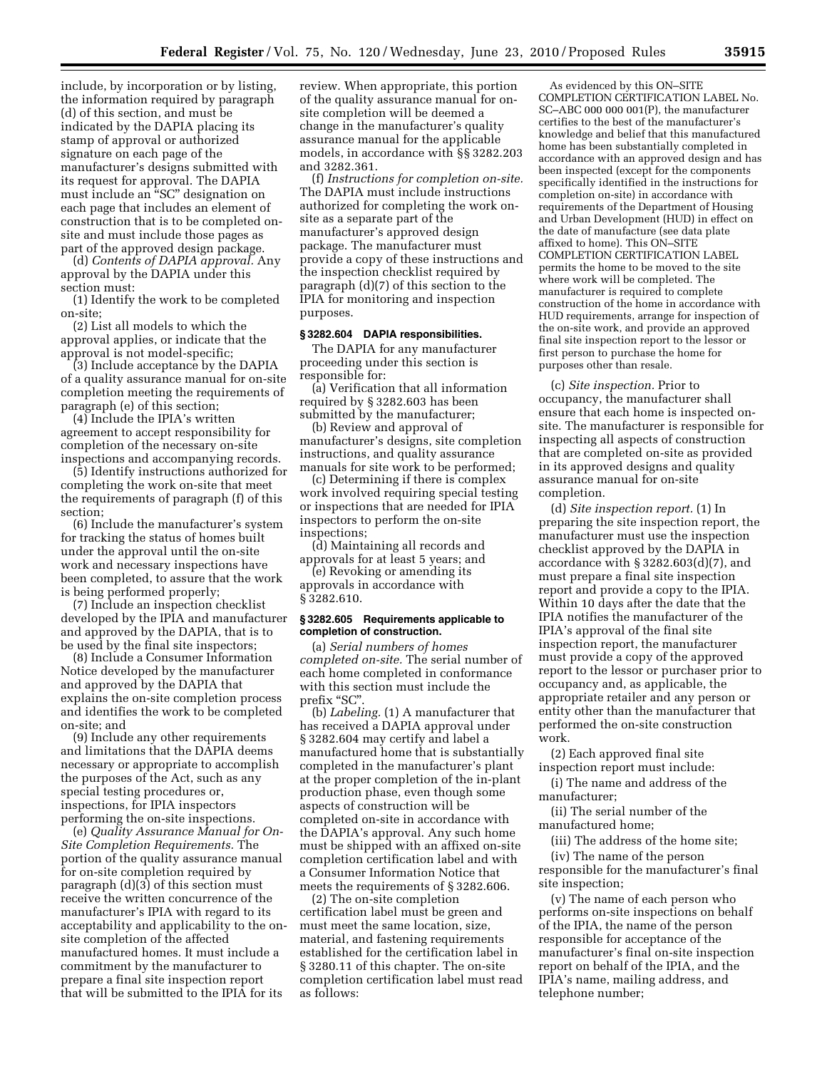include, by incorporation or by listing, the information required by paragraph (d) of this section, and must be indicated by the DAPIA placing its stamp of approval or authorized signature on each page of the manufacturer's designs submitted with its request for approval. The DAPIA must include an "SC" designation on each page that includes an element of construction that is to be completed on-site and must include those pages as part of the approved design package.

(d) *Contents of DAPIA approval.* Any approval by the DAPIA under this section must:

(1) Identify the work to be completed on-site;

(2) List all models to which the approval applies, or indicate that the approval is not model-specific;

(3) Include acceptance by the DAPIA of a quality assurance manual for on-site completion meeting the requirements of paragraph (e) of this section;

(4) Include the IPIA's written agreement to accept responsibility for completion of the necessary on-site inspections and accompanying records.

(5) Identify instructions authorized for completing the work on-site that meet the requirements of paragraph (f) of this section;

(6) Include the manufacturer's system for tracking the status of homes built under the approval until the on-site work and necessary inspections have been completed, to assure that the work is being performed properly;

(7) Include an inspection checklist developed by the IPIA and manufacturer and approved by the DAPIA, that is to be used by the final site inspectors;

(8) Include a Consumer Information Notice developed by the manufacturer and approved by the DAPIA that explains the on-site completion process and identifies the work to be completed on-site; and

(9) Include any other requirements and limitations that the DAPIA deems necessary or appropriate to accomplish the purposes of the Act, such as any special testing procedures or, inspections, for IPIA inspectors performing the on-site inspections.

(e) *Quality Assurance Manual for On-Site Completion Requirements.* The portion of the quality assurance manual for on-site completion required by paragraph (d)(3) of this section must receive the written concurrence of the manufacturer's IPIA with regard to its acceptability and applicability to the on-site completion of the affected manufactured homes. It must include a commitment by the manufacturer to prepare a final site inspection report that will be submitted to the IPIA for its review. When appropriate, this portion of the quality assurance manual for on-site completion will be deemed a change in the manufacturer's quality assurance manual for the applicable models, in accordance with §§ 3282.203 and 3282.361.

(f) *Instructions for completion on-site.* The DAPIA must include instructions authorized for completing the work on-site as a separate part of the manufacturer's approved design package. The manufacturer must provide a copy of these instructions and the inspection checklist required by paragraph (d)(7) of this section to the IPIA for monitoring and inspection purposes.

### § 3282.604 DAPIA responsibilities.

The DAPIA for any manufacturer proceeding under this section is responsible for:

(a) Verification that all information required by § 3282.603 has been submitted by the manufacturer;

(b) Review and approval of manufacturer's designs, site completion instructions, and quality assurance manuals for site work to be performed;

(c) Determining if there is complex work involved requiring special testing or inspections that are needed for IPIA inspectors to perform the on-site inspections;

(d) Maintaining all records and approvals for at least 5 years; and

(e) Revoking or amending its approvals in accordance with § 3282.610.

### § 3282.605 Requirements applicable to completion of construction.

(a) *Serial numbers of homes completed on-site.* The serial number of each home completed in conformance with this section must include the prefix "SC".

(b) *Labeling.* (1) A manufacturer that has received a DAPIA approval under § 3282.604 may certify and label a manufactured home that is substantially completed in the manufacturer's plant at the proper completion of the in-plant production phase, even though some aspects of construction will be completed on-site in accordance with the DAPIA's approval. Any such home must be shipped with an affixed on-site completion certification label and with a Consumer Information Notice that meets the requirements of § 3282.606.

(2) The on-site completion certification label must be green and must meet the same location, size, material, and fastening requirements established for the certification label in § 3280.11 of this chapter. The on-site completion certification label must read as follows:

As evidenced by this ON–SITE COMPLETION CERTIFICATION LABEL No. SC–ABC 000 000 001(P), the manufacturer certifies to the best of the manufacturer's knowledge and belief that this manufactured home has been substantially completed in accordance with an approved design and has been inspected (except for the components specifically identified in the instructions for completion on-site) in accordance with requirements of the Department of Housing and Urban Development (HUD) in effect on the date of manufacture (see data plate affixed to home). This ON–SITE COMPLETION CERTIFICATION LABEL permits the home to be moved to the site where work will be completed. The manufacturer is required to complete construction of the home in accordance with HUD requirements, arrange for inspection of the on-site work, and provide an approved final site inspection report to the lessor or first person to purchase the home for purposes other than resale.

(c) *Site inspection.* Prior to occupancy, the manufacturer shall ensure that each home is inspected on-site. The manufacturer is responsible for inspecting all aspects of construction that are completed on-site as provided in its approved designs and quality assurance manual for on-site completion.

(d) *Site inspection report.* (1) In preparing the site inspection report, the manufacturer must use the inspection checklist approved by the DAPIA in accordance with § 3282.603(d)(7), and must prepare a final site inspection report and provide a copy to the IPIA. Within 10 days after the date that the IPIA notifies the manufacturer of the IPIA's approval of the final site inspection report, the manufacturer must provide a copy of the approved report to the lessor or purchaser prior to occupancy and, as applicable, the appropriate retailer and any person or entity other than the manufacturer that performed the on-site construction work.

(2) Each approved final site inspection report must include:

(i) The name and address of the manufacturer;

(ii) The serial number of the manufactured home;

(iii) The address of the home site;

(iv) The name of the person responsible for the manufacturer's final site inspection;

(v) The name of each person who performs on-site inspections on behalf of the IPIA, the name of the person responsible for acceptance of the manufacturer's final on-site inspection report on behalf of the IPIA, and the IPIA's name, mailing address, and telephone number;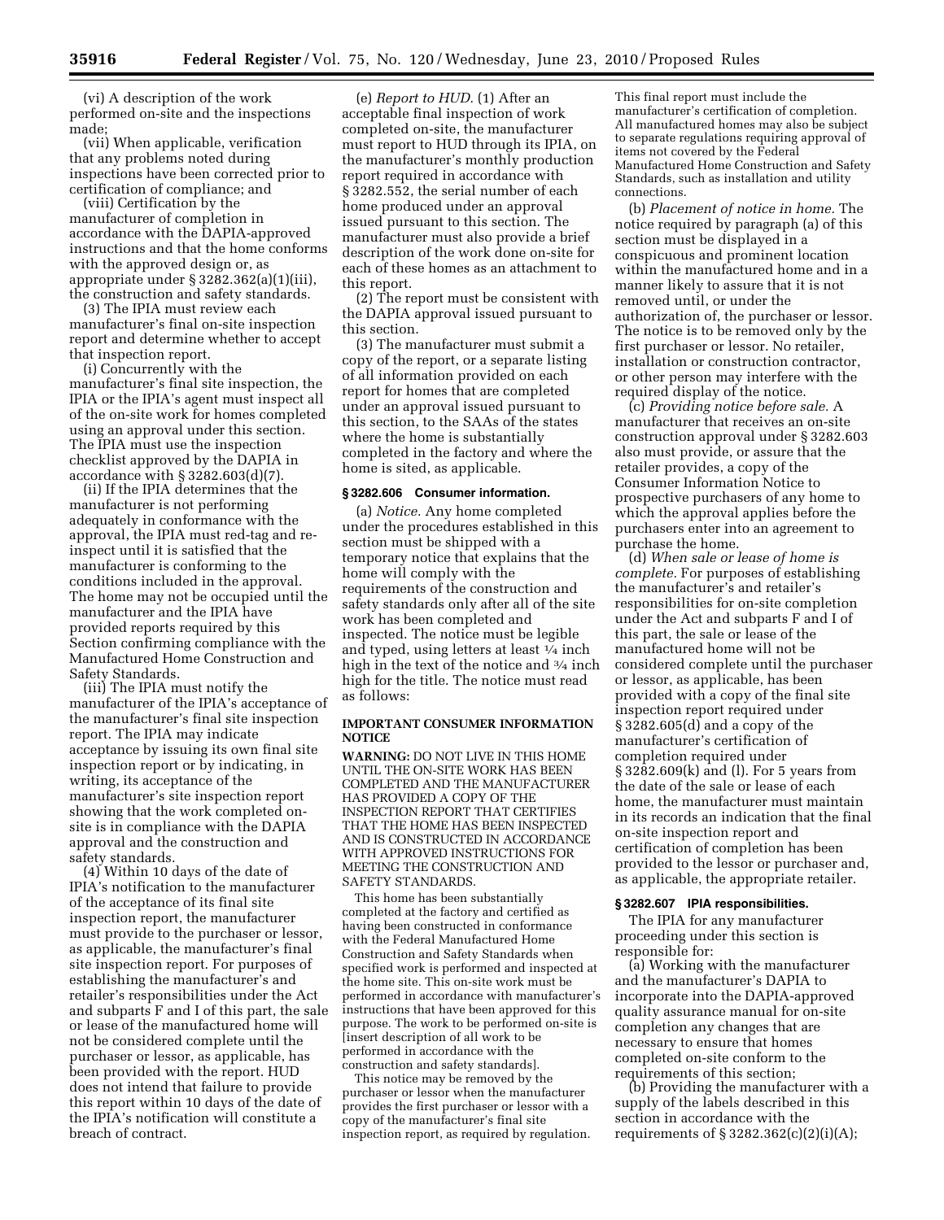(vi) A description of the work performed on-site and the inspections made;

(vii) When applicable, verification that any problems noted during inspections have been corrected prior to certification of compliance; and

(viii) Certification by the manufacturer of completion in accordance with the DAPIA-approved instructions and that the home conforms with the approved design or, as appropriate under § 3282.362(a)(1)(iii), the construction and safety standards.

(3) The IPIA must review each manufacturer's final on-site inspection report and determine whether to accept that inspection report.

(i) Concurrently with the manufacturer's final site inspection, the IPIA or the IPIA's agent must inspect all of the on-site work for homes completed using an approval under this section. The IPIA must use the inspection checklist approved by the DAPIA in accordance with § 3282.603(d)(7).

(ii) If the IPIA determines that the manufacturer is not performing adequately in conformance with the approval, the IPIA must red-tag and re-inspect until it is satisfied that the manufacturer is conforming to the conditions included in the approval. The home may not be occupied until the manufacturer and the IPIA have provided reports required by this Section confirming compliance with the Manufactured Home Construction and Safety Standards.

(iii) The IPIA must notify the manufacturer of the IPIA's acceptance of the manufacturer's final site inspection report. The IPIA may indicate acceptance by issuing its own final site inspection report or by indicating, in writing, its acceptance of the manufacturer's site inspection report showing that the work completed on-site is in compliance with the DAPIA approval and the construction and safety standards.

(4) Within 10 days of the date of IPIA's notification to the manufacturer of the acceptance of its final site inspection report, the manufacturer must provide to the purchaser or lessor, as applicable, the manufacturer's final site inspection report. For purposes of establishing the manufacturer's and retailer's responsibilities under the Act and subparts F and I of this part, the sale or lease of the manufactured home will not be considered complete until the purchaser or lessor, as applicable, has been provided with the report. HUD does not intend that failure to provide this report within 10 days of the date of the IPIA's notification will constitute a breach of contract.

(e) *Report to HUD.* (1) After an acceptable final inspection of work completed on-site, the manufacturer must report to HUD through its IPIA, on the manufacturer's monthly production report required in accordance with § 3282.552, the serial number of each home produced under an approval issued pursuant to this section. The manufacturer must also provide a brief description of the work done on-site for each of these homes as an attachment to this report.

(2) The report must be consistent with the DAPIA approval issued pursuant to this section.

(3) The manufacturer must submit a copy of the report, or a separate listing of all information provided on each report for homes that are completed under an approval issued pursuant to this section, to the SAAs of the states where the home is substantially completed in the factory and where the home is sited, as applicable.

### § 3282.606 Consumer information.

(a) *Notice.* Any home completed under the procedures established in this section must be shipped with a temporary notice that explains that the home will comply with the requirements of the construction and safety standards only after all of the site work has been completed and inspected. The notice must be legible and typed, using letters at least ¼ inch high in the text of the notice and ¾ inch high for the title. The notice must read as follows:

**IMPORTANT CONSUMER INFORMATION NOTICE**

**WARNING:** DO NOT LIVE IN THIS HOME UNTIL THE ON-SITE WORK HAS BEEN COMPLETED AND THE MANUFACTURER HAS PROVIDED A COPY OF THE INSPECTION REPORT THAT CERTIFIES THAT THE HOME HAS BEEN INSPECTED AND IS CONSTRUCTED IN ACCORDANCE WITH APPROVED INSTRUCTIONS FOR MEETING THE CONSTRUCTION AND SAFETY STANDARDS.

This home has been substantially completed at the factory and certified as having been constructed in conformance with the Federal Manufactured Home Construction and Safety Standards when specified work is performed and inspected at the home site. This on-site work must be performed in accordance with manufacturer's instructions that have been approved for this purpose. The work to be performed on-site is [insert description of all work to be performed in accordance with the construction and safety standards].

This notice may be removed by the purchaser or lessor when the manufacturer provides the first purchaser or lessor with a copy of the manufacturer's final site inspection report, as required by regulation. This final report must include the manufacturer's certification of completion. All manufactured homes may also be subject to separate regulations requiring approval of items not covered by the Federal Manufactured Home Construction and Safety Standards, such as installation and utility connections.

(b) *Placement of notice in home.* The notice required by paragraph (a) of this section must be displayed in a conspicuous and prominent location within the manufactured home and in a manner likely to assure that it is not removed until, or under the authorization of, the purchaser or lessor. The notice is to be removed only by the first purchaser or lessor. No retailer, installation or construction contractor, or other person may interfere with the required display of the notice.

(c) *Providing notice before sale.* A manufacturer that receives an on-site construction approval under § 3282.603 also must provide, or assure that the retailer provides, a copy of the Consumer Information Notice to prospective purchasers of any home to which the approval applies before the purchasers enter into an agreement to purchase the home.

(d) *When sale or lease of home is complete.* For purposes of establishing the manufacturer's and retailer's responsibilities for on-site completion under the Act and subparts F and I of this part, the sale or lease of the manufactured home will not be considered complete until the purchaser or lessor, as applicable, has been provided with a copy of the final site inspection report required under § 3282.605(d) and a copy of the manufacturer's certification of completion required under § 3282.609(k) and (l). For 5 years from the date of the sale or lease of each home, the manufacturer must maintain in its records an indication that the final on-site inspection report and certification of completion has been provided to the lessor or purchaser and, as applicable, the appropriate retailer.

### § 3282.607 IPIA responsibilities.

The IPIA for any manufacturer proceeding under this section is responsible for:

(a) Working with the manufacturer and the manufacturer's DAPIA to incorporate into the DAPIA-approved quality assurance manual for on-site completion any changes that are necessary to ensure that homes completed on-site conform to the requirements of this section;

(b) Providing the manufacturer with a supply of the labels described in this section in accordance with the requirements of § 3282.362(c)(2)(i)(A);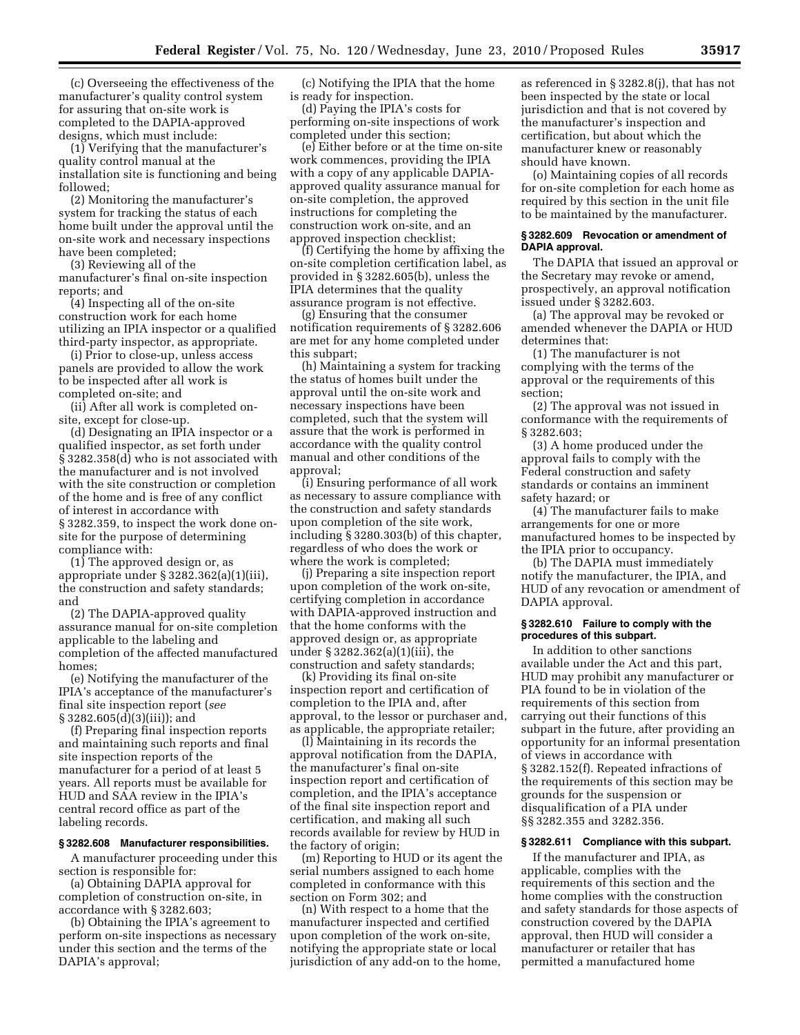(c) Overseeing the effectiveness of the manufacturer's quality control system for assuring that on-site work is completed to the DAPIA-approved designs, which must include:

(1) Verifying that the manufacturer's quality control manual at the installation site is functioning and being followed;

(2) Monitoring the manufacturer's system for tracking the status of each home built under the approval until the on-site work and necessary inspections have been completed;

(3) Reviewing all of the manufacturer's final on-site inspection reports; and

(4) Inspecting all of the on-site construction work for each home utilizing an IPIA inspector or a qualified third-party inspector, as appropriate.

(i) Prior to close-up, unless access panels are provided to allow the work to be inspected after all work is completed on-site; and

(ii) After all work is completed on-site, except for close-up.

(d) Designating an IPIA inspector or a qualified inspector, as set forth under § 3282.358(d) who is not associated with the manufacturer and is not involved with the site construction or completion of the home and is free of any conflict of interest in accordance with § 3282.359, to inspect the work done on-site for the purpose of determining compliance with:

(1) The approved design or, as appropriate under § 3282.362(a)(1)(iii), the construction and safety standards; and

(2) The DAPIA-approved quality assurance manual for on-site completion applicable to the labeling and completion of the affected manufactured homes;

(e) Notifying the manufacturer of the IPIA's acceptance of the manufacturer's final site inspection report (*see* § 3282.605(d)(3)(iii)); and

(f) Preparing final inspection reports and maintaining such reports and final site inspection reports of the manufacturer for a period of at least 5 years. All reports must be available for HUD and SAA review in the IPIA's central record office as part of the labeling records.

### § 3282.608 Manufacturer responsibilities.

A manufacturer proceeding under this section is responsible for:

(a) Obtaining DAPIA approval for completion of construction on-site, in accordance with § 3282.603;

(b) Obtaining the IPIA's agreement to perform on-site inspections as necessary under this section and the terms of the DAPIA's approval;

(c) Notifying the IPIA that the home is ready for inspection.

(d) Paying the IPIA's costs for performing on-site inspections of work completed under this section;

(e) Either before or at the time on-site work commences, providing the IPIA with a copy of any applicable DAPIA-approved quality assurance manual for on-site completion, the approved instructions for completing the construction work on-site, and an approved inspection checklist;

(f) Certifying the home by affixing the on-site completion certification label, as provided in § 3282.605(b), unless the IPIA determines that the quality assurance program is not effective.

(g) Ensuring that the consumer notification requirements of § 3282.606 are met for any home completed under this subpart;

(h) Maintaining a system for tracking the status of homes built under the approval until the on-site work and necessary inspections have been completed, such that the system will assure that the work is performed in accordance with the quality control manual and other conditions of the approval;

(i) Ensuring performance of all work as necessary to assure compliance with the construction and safety standards upon completion of the site work, including § 3280.303(b) of this chapter, regardless of who does the work or where the work is completed;

(j) Preparing a site inspection report upon completion of the work on-site, certifying completion in accordance with DAPIA-approved instruction and that the home conforms with the approved design or, as appropriate under § 3282.362(a)(1)(iii), the construction and safety standards;

(k) Providing its final on-site inspection report and certification of completion to the IPIA and, after approval, to the lessor or purchaser and, as applicable, the appropriate retailer;

(l) Maintaining in its records the approval notification from the DAPIA, the manufacturer's final on-site inspection report and certification of completion, and the IPIA's acceptance of the final site inspection report and certification, and making all such records available for review by HUD in the factory of origin;

(m) Reporting to HUD or its agent the serial numbers assigned to each home completed in conformance with this section on Form 302; and

(n) With respect to a home that the manufacturer inspected and certified upon completion of the work on-site, notifying the appropriate state or local jurisdiction of any add-on to the home, as referenced in § 3282.8(j), that has not been inspected by the state or local jurisdiction and that is not covered by the manufacturer's inspection and certification, but about which the manufacturer knew or reasonably should have known.

(o) Maintaining copies of all records for on-site completion for each home as required by this section in the unit file to be maintained by the manufacturer.

### § 3282.609 Revocation or amendment of DAPIA approval.

The DAPIA that issued an approval or the Secretary may revoke or amend, prospectively, an approval notification issued under § 3282.603.

(a) The approval may be revoked or amended whenever the DAPIA or HUD determines that:

(1) The manufacturer is not complying with the terms of the approval or the requirements of this section;

(2) The approval was not issued in conformance with the requirements of § 3282.603;

(3) A home produced under the approval fails to comply with the Federal construction and safety standards or contains an imminent safety hazard; or

(4) The manufacturer fails to make arrangements for one or more manufactured homes to be inspected by the IPIA prior to occupancy.

(b) The DAPIA must immediately notify the manufacturer, the IPIA, and HUD of any revocation or amendment of DAPIA approval.

### § 3282.610 Failure to comply with the procedures of this subpart.

In addition to other sanctions available under the Act and this part, HUD may prohibit any manufacturer or PIA found to be in violation of the requirements of this section from carrying out their functions of this subpart in the future, after providing an opportunity for an informal presentation of views in accordance with § 3282.152(f). Repeated infractions of the requirements of this section may be grounds for the suspension or disqualification of a PIA under §§ 3282.355 and 3282.356.

### § 3282.611 Compliance with this subpart.

If the manufacturer and IPIA, as applicable, complies with the requirements of this section and the home complies with the construction and safety standards for those aspects of construction covered by the DAPIA approval, then HUD will consider a manufacturer or retailer that has permitted a manufactured home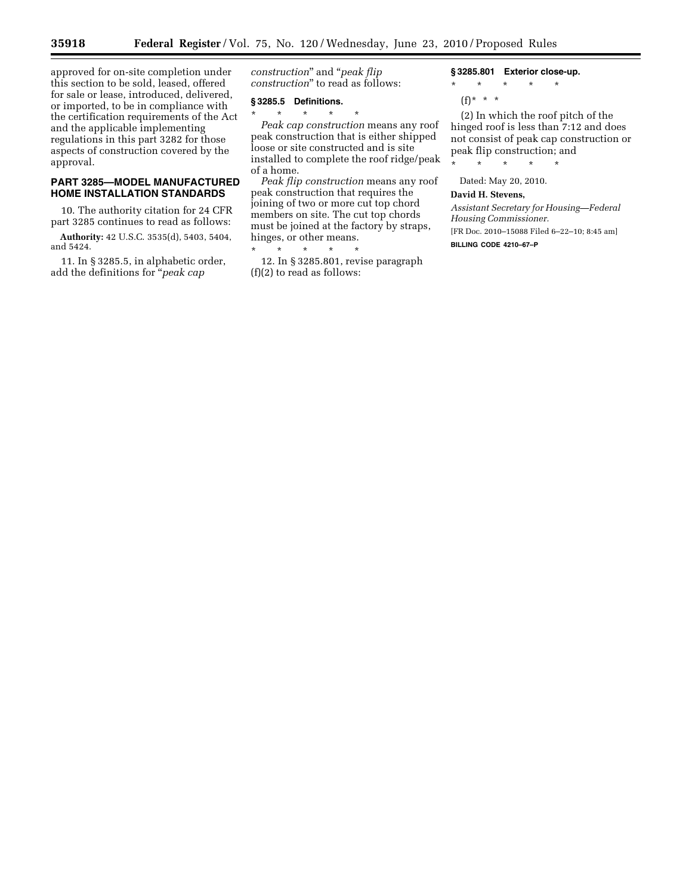approved for on-site completion under this section to be sold, leased, offered for sale or lease, introduced, delivered, or imported, to be in compliance with the certification requirements of the Act and the applicable implementing regulations in this part 3282 for those aspects of construction covered by the approval.

## PART 3285—MODEL MANUFACTURED HOME INSTALLATION STANDARDS

10. The authority citation for 24 CFR part 3285 continues to read as follows:

**Authority:** 42 U.S.C. 3535(d), 5403, 5404, and 5424.

11. In § 3285.5, in alphabetic order, add the definitions for "*peak cap construction*" and "*peak flip construction*" to read as follows:

### § 3285.5 Definitions.

\* \* \* \* \*

*Peak cap construction* means any roof peak construction that is either shipped loose or site constructed and is site installed to complete the roof ridge/peak of a home.

*Peak flip construction* means any roof peak construction that requires the joining of two or more cut top chord members on site. The cut top chords must be joined at the factory by straps, hinges, or other means.

\* \* \* \* \*

12. In § 3285.801, revise paragraph (f)(2) to read as follows:

### § 3285.801 Exterior close-up.

\* \* \* \* \*

(f) \* \* \*

(2) In which the roof pitch of the hinged roof is less than 7:12 and does not consist of peak cap construction or peak flip construction; and

\* \* \* \* \*

Dated: May 20, 2010.

**David H. Stevens,**

*Assistant Secretary for Housing—Federal Housing Commissioner.*

[FR Doc. 2010–15088 Filed 6–22–10; 8:45 am]

**BILLING CODE 4210–67–P**